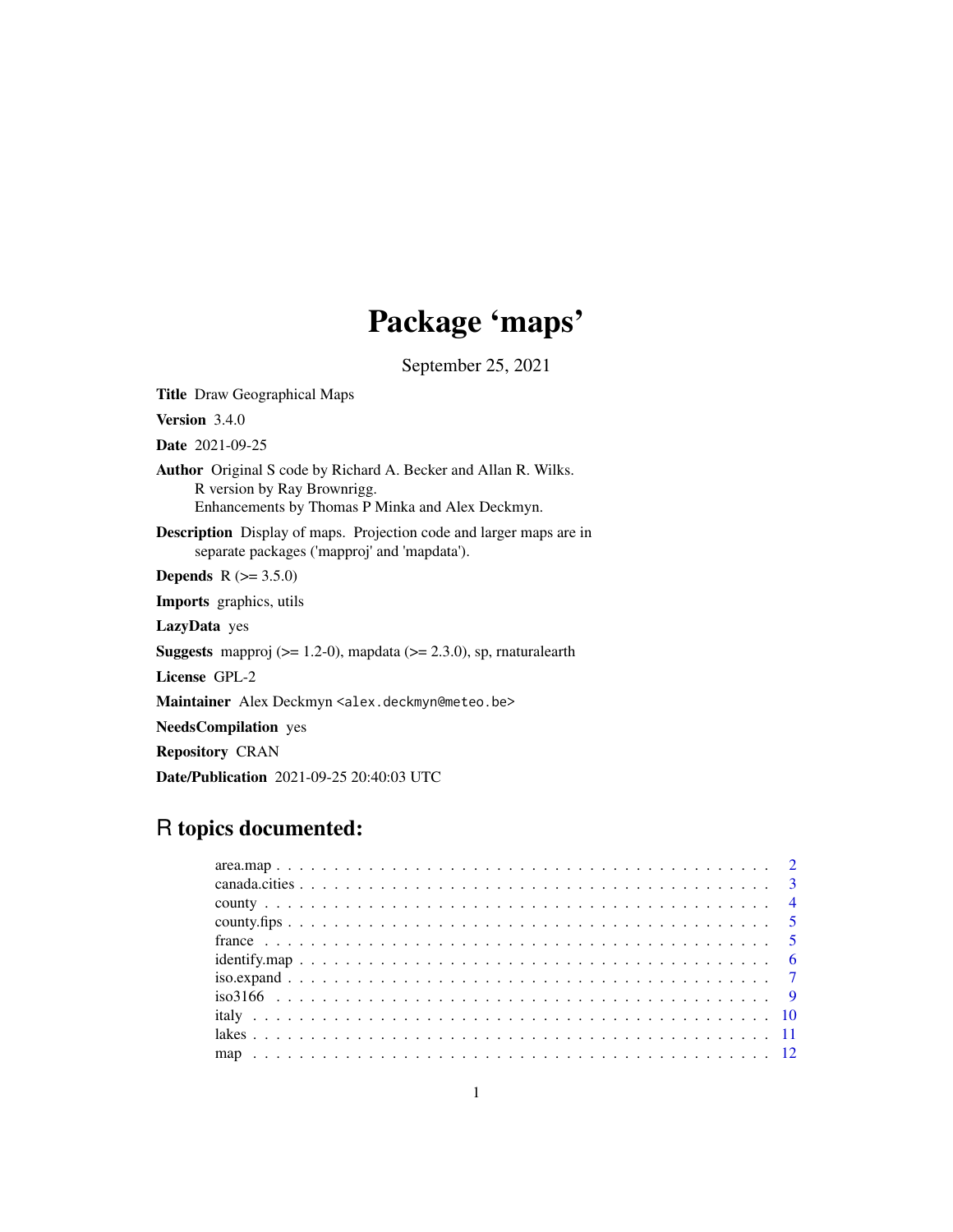# Package 'maps'

September 25, 2021

**Title** Draw Geographical Maps

**Version** 3.4.0

**Date** 2021-09-25

**Author** Original S code by Richard A. Becker and Allan R. Wilks.
R version by Ray Brownrigg.
Enhancements by Thomas P Minka and Alex Deckmyn.

**Description** Display of maps. Projection code and larger maps are in separate packages ('mapproj' and 'mapdata').

**Depends** R (>= 3.5.0)

**Imports** graphics, utils

**LazyData** yes

**Suggests** mapproj (>= 1.2-0), mapdata (>= 2.3.0), sp, rnaturalearth

**License** GPL-2

**Maintainer** Alex Deckmyn <alex.deckmyn@meteo.be>

**NeedsCompilation** yes

**Repository** CRAN

**Date/Publication** 2021-09-25 20:40:03 UTC

## R topics documented:

- area.map . . . . . . . . . . . . . . . . . . . . . . . . . . . . . . . . . . . . . . . . 2
- canada.cities . . . . . . . . . . . . . . . . . . . . . . . . . . . . . . . . . . . . . . 3
- county . . . . . . . . . . . . . . . . . . . . . . . . . . . . . . . . . . . . . . . . . . 4
- county.fips . . . . . . . . . . . . . . . . . . . . . . . . . . . . . . . . . . . . . . . 5
- france . . . . . . . . . . . . . . . . . . . . . . . . . . . . . . . . . . . . . . . . . . 5
- identify.map . . . . . . . . . . . . . . . . . . . . . . . . . . . . . . . . . . . . . . 6
- iso.expand . . . . . . . . . . . . . . . . . . . . . . . . . . . . . . . . . . . . . . . 7
- iso3166 . . . . . . . . . . . . . . . . . . . . . . . . . . . . . . . . . . . . . . . . . 9
- italy . . . . . . . . . . . . . . . . . . . . . . . . . . . . . . . . . . . . . . . . . . . 10
- lakes . . . . . . . . . . . . . . . . . . . . . . . . . . . . . . . . . . . . . . . . . . 11
- map . . . . . . . . . . . . . . . . . . . . . . . . . . . . . . . . . . . . . . . . . . . 12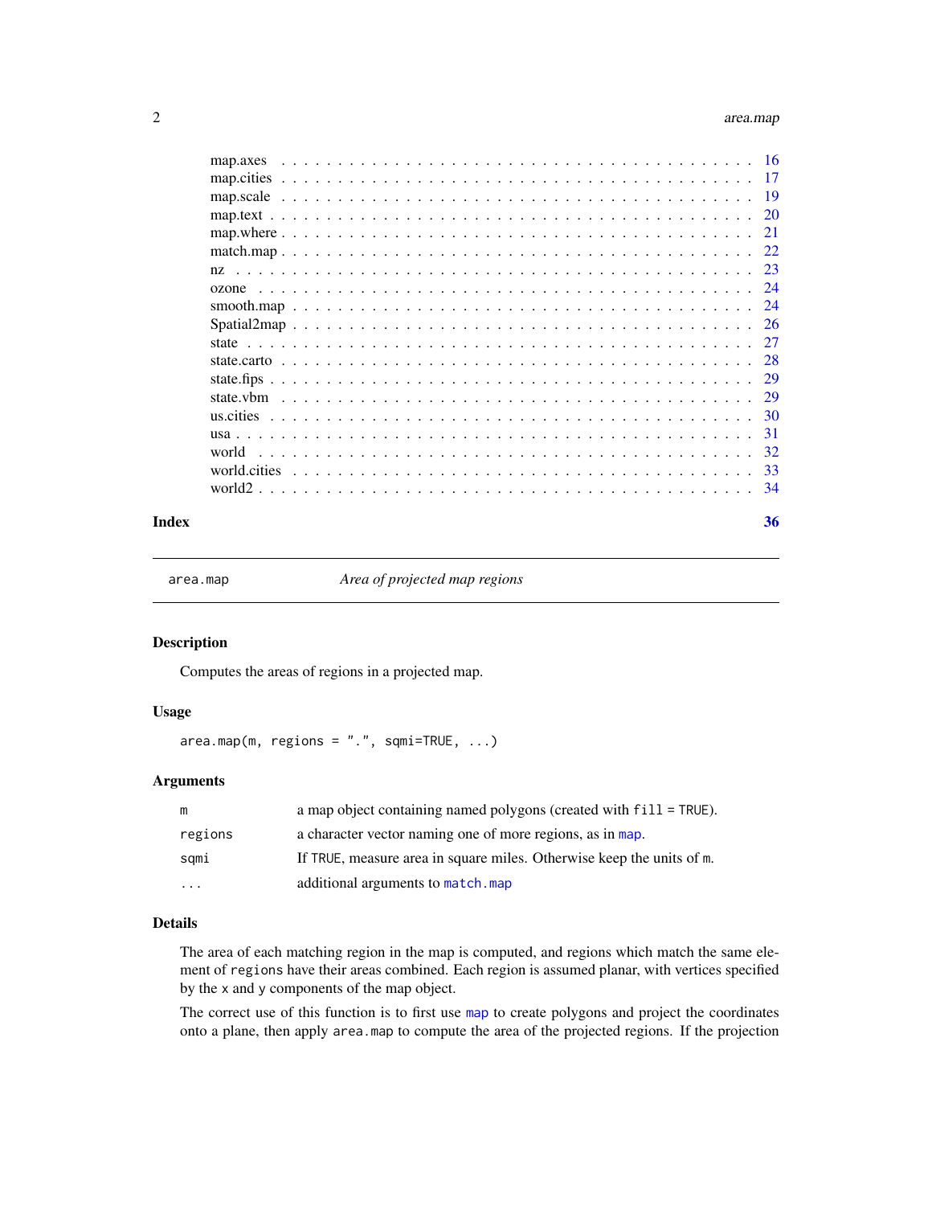| | |
|---|---|
| map.axes | 16 |
| map.cities | 17 |
| map.scale | 19 |
| map.text | 20 |
| map.where | 21 |
| match.map | 22 |
| nz | 23 |
| ozone | 24 |
| smooth.map | 24 |
| Spatial2map | 26 |
| state | 27 |
| state.carto | 28 |
| state.fips | 29 |
| state.vbm | 29 |
| us.cities | 30 |
| usa | 31 |
| world | 32 |
| world.cities | 33 |
| world2 | 34 |

**Index** **36**

---

`area.map` *Area of projected map regions*

---

## Description

Computes the areas of regions in a projected map.

## Usage

```
area.map(m, regions = ".", sqmi=TRUE, ...)
```

## Arguments

| | |
|---|---|
| `m` | a map object containing named polygons (created with `fill = TRUE`). |
| `regions` | a character vector naming one of more regions, as in `map`. |
| `sqmi` | If `TRUE`, measure area in square miles. Otherwise keep the units of `m`. |
| `...` | additional arguments to `match.map` |

## Details

The area of each matching region in the map is computed, and regions which match the same element of `regions` have their areas combined. Each region is assumed planar, with vertices specified by the `x` and `y` components of the map object.

The correct use of this function is to first use `map` to create polygons and project the coordinates onto a plane, then apply `area.map` to compute the area of the projected regions. If the projection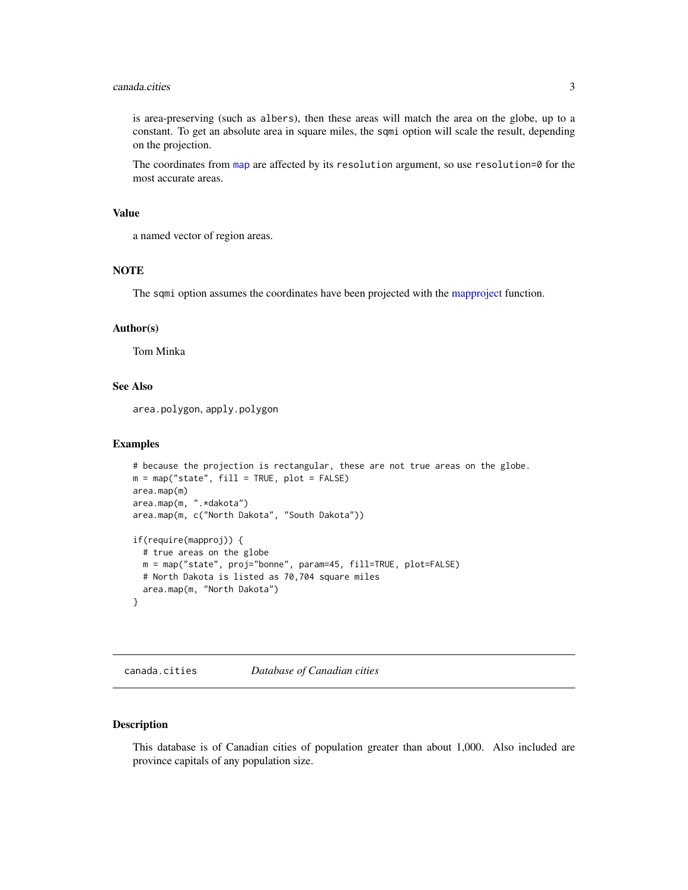is area-preserving (such as `albers`), then these areas will match the area on the globe, up to a constant. To get an absolute area in square miles, the `sqmi` option will scale the result, depending on the projection.

The coordinates from `map` are affected by its `resolution` argument, so use `resolution=0` for the most accurate areas.

### Value

a named vector of region areas.

### NOTE

The `sqmi` option assumes the coordinates have been projected with the mapproject function.

### Author(s)

Tom Minka

### See Also

`area.polygon`, `apply.polygon`

### Examples

```
# because the projection is rectangular, these are not true areas on the globe.
m = map("state", fill = TRUE, plot = FALSE)
area.map(m)
area.map(m, ".*dakota")
area.map(m, c("North Dakota", "South Dakota"))

if(require(mapproj)) {
  # true areas on the globe
  m = map("state", proj="bonne", param=45, fill=TRUE, plot=FALSE)
  # North Dakota is listed as 70,704 square miles
  area.map(m, "North Dakota")
}
```

---

## canada.cities &nbsp;&nbsp;&nbsp; *Database of Canadian cities*

---

### Description

This database is of Canadian cities of population greater than about 1,000. Also included are province capitals of any population size.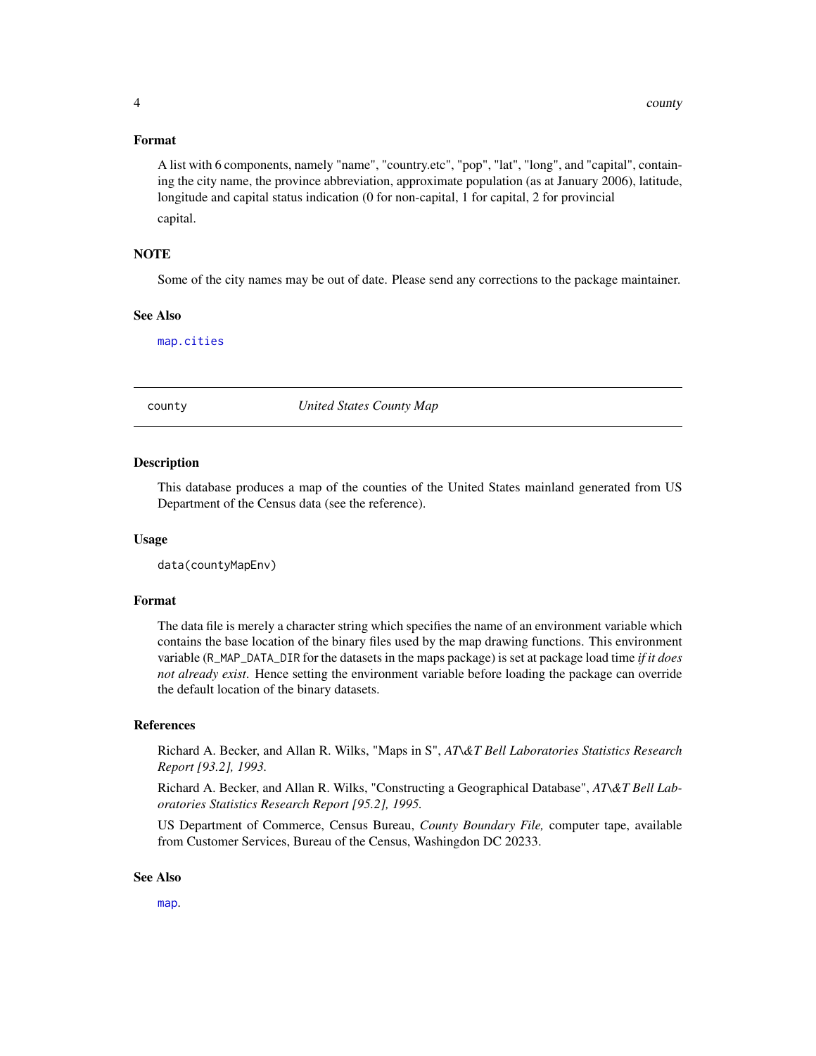### Format

A list with 6 components, namely "name", "country.etc", "pop", "lat", "long", and "capital", containing the city name, the province abbreviation, approximate population (as at January 2006), latitude, longitude and capital status indication (0 for non-capital, 1 for capital, 2 for provincial capital.

### NOTE

Some of the city names may be out of date. Please send any corrections to the package maintainer.

### See Also

map.cities

---

## county *United States County Map*

---

### Description

This database produces a map of the counties of the United States mainland generated from US Department of the Census data (see the reference).

### Usage

```
data(countyMapEnv)
```

### Format

The data file is merely a character string which specifies the name of an environment variable which contains the base location of the binary files used by the map drawing functions. This environment variable (`R_MAP_DATA_DIR` for the datasets in the maps package) is set at package load time *if it does not already exist*. Hence setting the environment variable before loading the package can override the default location of the binary datasets.

### References

Richard A. Becker, and Allan R. Wilks, "Maps in S", *AT\&T Bell Laboratories Statistics Research Report [93.2], 1993.*

Richard A. Becker, and Allan R. Wilks, "Constructing a Geographical Database", *AT\&T Bell Laboratories Statistics Research Report [95.2], 1995.*

US Department of Commerce, Census Bureau, *County Boundary File,* computer tape, available from Customer Services, Bureau of the Census, Washingdon DC 20233.

### See Also

map.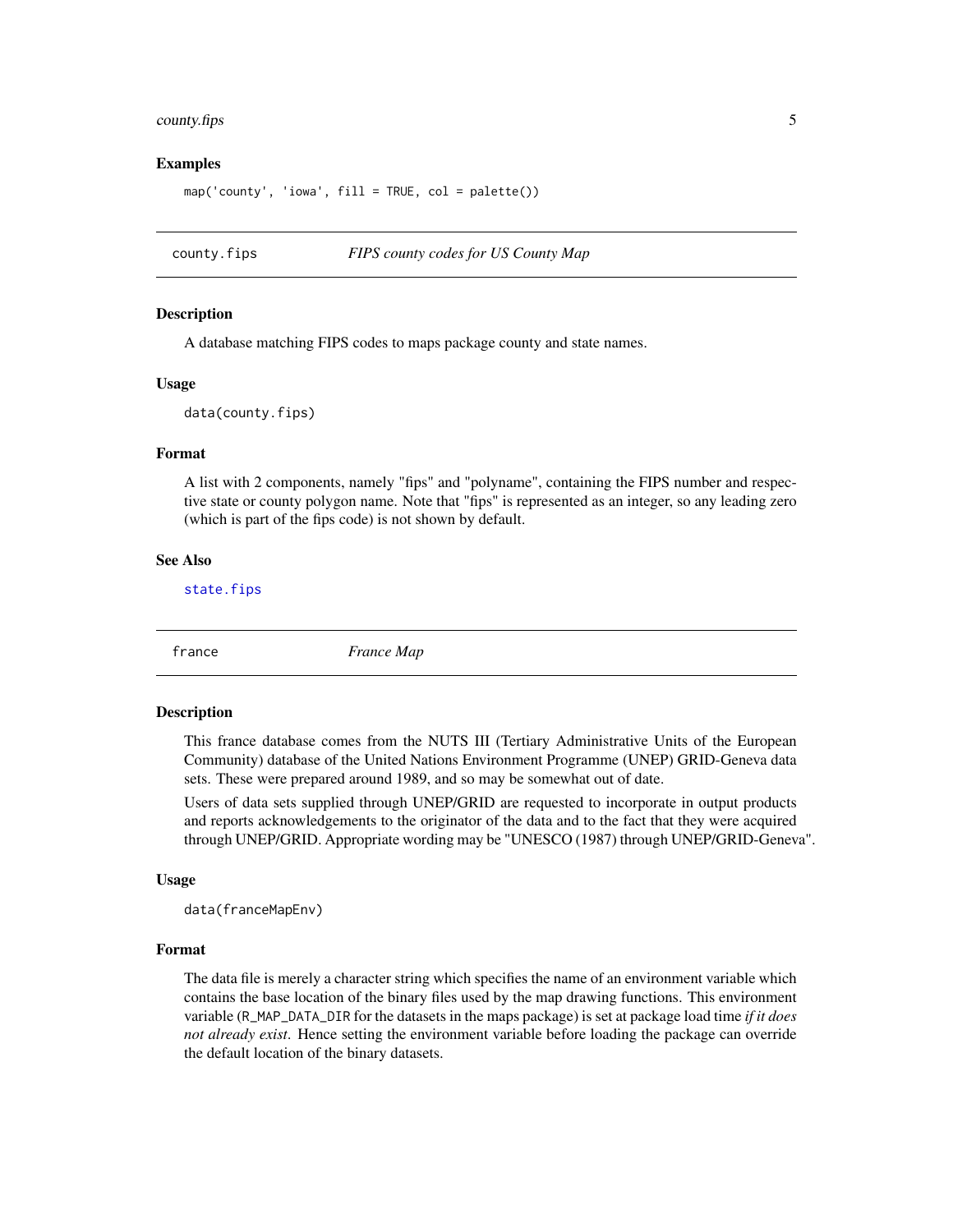### Examples

```
map('county', 'iowa', fill = TRUE, col = palette())
```

---

## county.fips — *FIPS county codes for US County Map*

### Description

A database matching FIPS codes to maps package county and state names.

### Usage

```
data(county.fips)
```

### Format

A list with 2 components, namely "fips" and "polyname", containing the FIPS number and respective state or county polygon name. Note that "fips" is represented as an integer, so any leading zero (which is part of the fips code) is not shown by default.

### See Also

state.fips

---

## france — *France Map*

### Description

This france database comes from the NUTS III (Tertiary Administrative Units of the European Community) database of the United Nations Environment Programme (UNEP) GRID-Geneva data sets. These were prepared around 1989, and so may be somewhat out of date.

Users of data sets supplied through UNEP/GRID are requested to incorporate in output products and reports acknowledgements to the originator of the data and to the fact that they were acquired through UNEP/GRID. Appropriate wording may be "UNESCO (1987) through UNEP/GRID-Geneva".

### Usage

```
data(franceMapEnv)
```

### Format

The data file is merely a character string which specifies the name of an environment variable which contains the base location of the binary files used by the map drawing functions. This environment variable (`R_MAP_DATA_DIR` for the datasets in the maps package) is set at package load time *if it does not already exist*. Hence setting the environment variable before loading the package can override the default location of the binary datasets.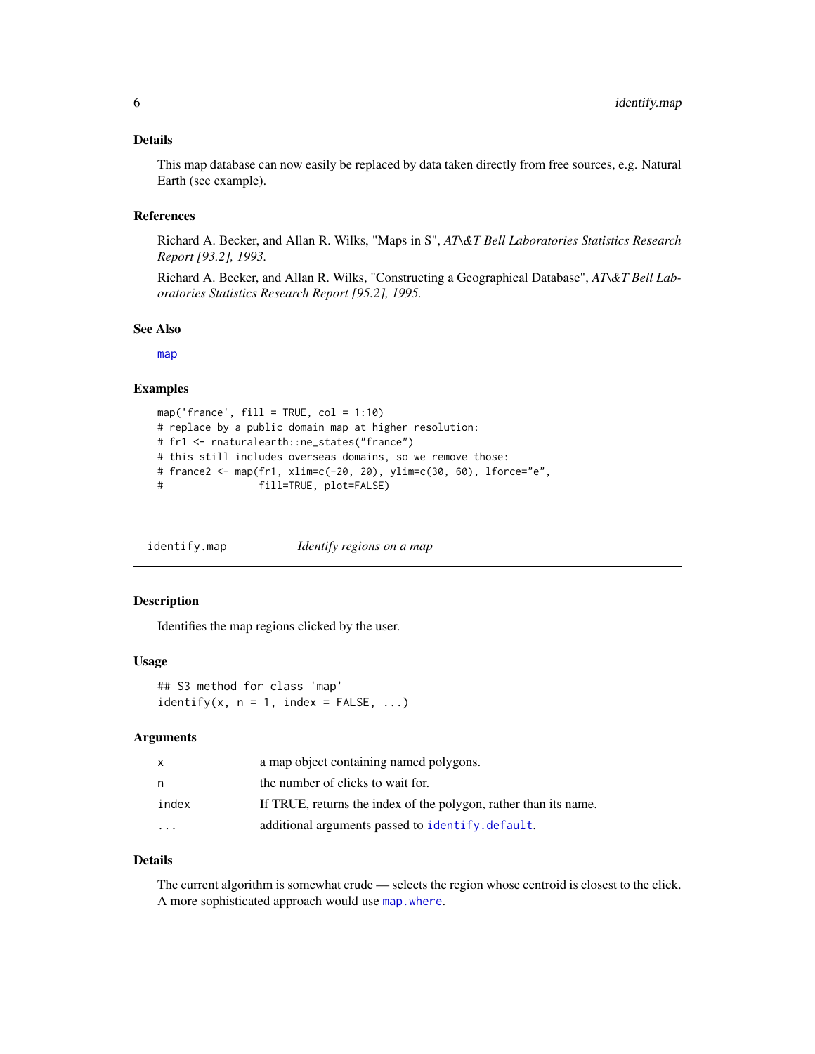### Details

This map database can now easily be replaced by data taken directly from free sources, e.g. Natural Earth (see example).

### References

Richard A. Becker, and Allan R. Wilks, "Maps in S", *AT\&T Bell Laboratories Statistics Research Report [93.2], 1993.*

Richard A. Becker, and Allan R. Wilks, "Constructing a Geographical Database", *AT\&T Bell Laboratories Statistics Research Report [95.2], 1995.*

### See Also

`map`

### Examples

```
map('france', fill = TRUE, col = 1:10)
# replace by a public domain map at higher resolution:
# fr1 <- rnaturalearth::ne_states("france")
# this still includes overseas domains, so we remove those:
# france2 <- map(fr1, xlim=c(-20, 20), ylim=c(30, 60), lforce="e",
#                fill=TRUE, plot=FALSE)
```

---

## identify.map — *Identify regions on a map*

### Description

Identifies the map regions clicked by the user.

### Usage

```
## S3 method for class 'map'
identify(x, n = 1, index = FALSE, ...)
```

### Arguments

| | |
|---|---|
| `x` | a map object containing named polygons. |
| `n` | the number of clicks to wait for. |
| `index` | If TRUE, returns the index of the polygon, rather than its name. |
| `...` | additional arguments passed to `identify.default`. |

### Details

The current algorithm is somewhat crude — selects the region whose centroid is closest to the click. A more sophisticated approach would use `map.where`.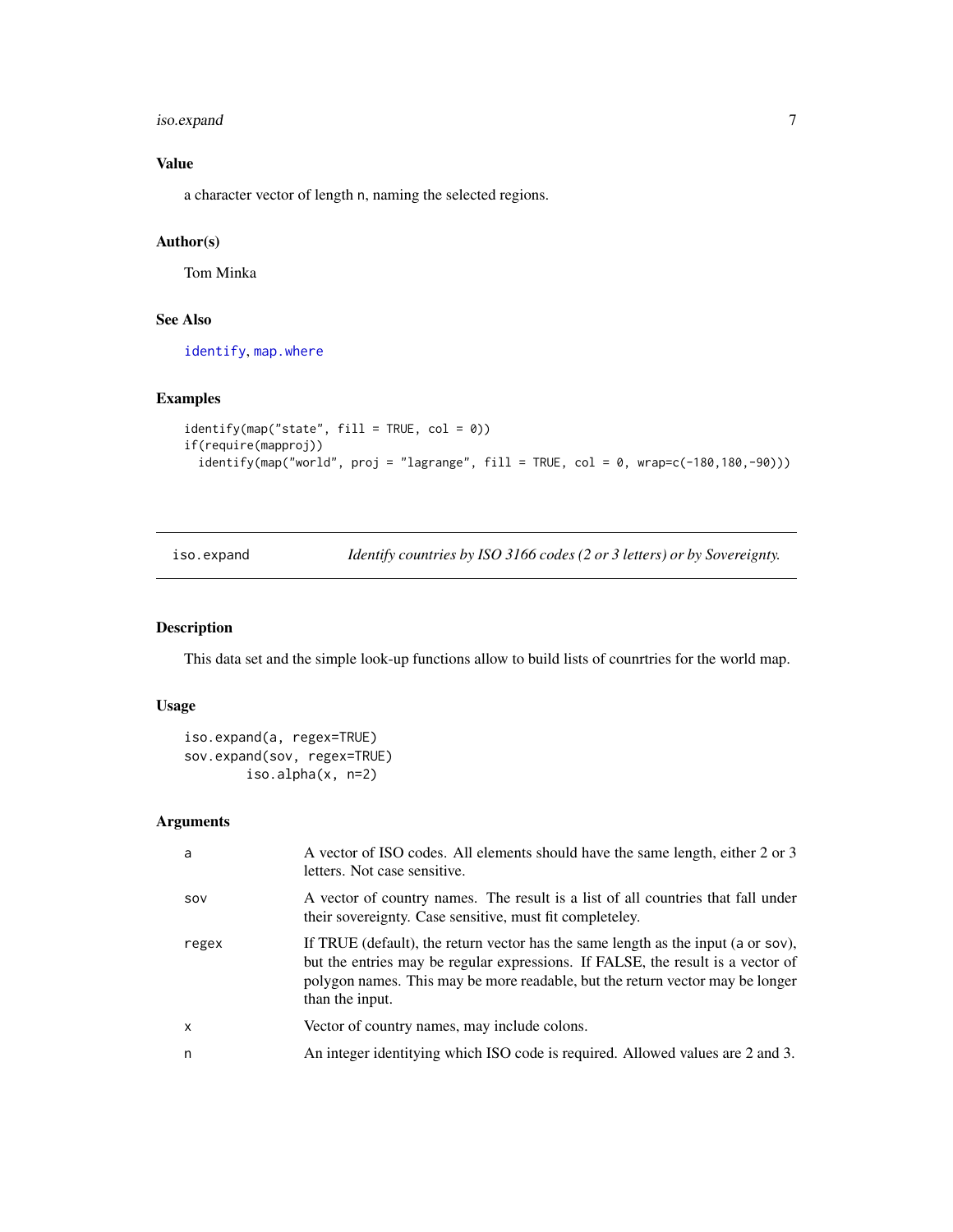## Value

a character vector of length n, naming the selected regions.

## Author(s)

Tom Minka

## See Also

identify, map.where

## Examples

```
identify(map("state", fill = TRUE, col = 0))
if(require(mapproj))
  identify(map("world", proj = "lagrange", fill = TRUE, col = 0, wrap=c(-180,180,-90)))
```

---

# iso.expand — *Identify countries by ISO 3166 codes (2 or 3 letters) or by Sovereignty.*

---

## Description

This data set and the simple look-up functions allow to build lists of counrtries for the world map.

## Usage

```
iso.expand(a, regex=TRUE)
sov.expand(sov, regex=TRUE)
        iso.alpha(x, n=2)
```

## Arguments

| | |
|---|---|
| a | A vector of ISO codes. All elements should have the same length, either 2 or 3 letters. Not case sensitive. |
| sov | A vector of country names. The result is a list of all countries that fall under their sovereignty. Case sensitive, must fit completeley. |
| regex | If TRUE (default), the return vector has the same length as the input (a or sov), but the entries may be regular expressions. If FALSE, the result is a vector of polygon names. This may be more readable, but the return vector may be longer than the input. |
| x | Vector of country names, may include colons. |
| n | An integer identitying which ISO code is required. Allowed values are 2 and 3. |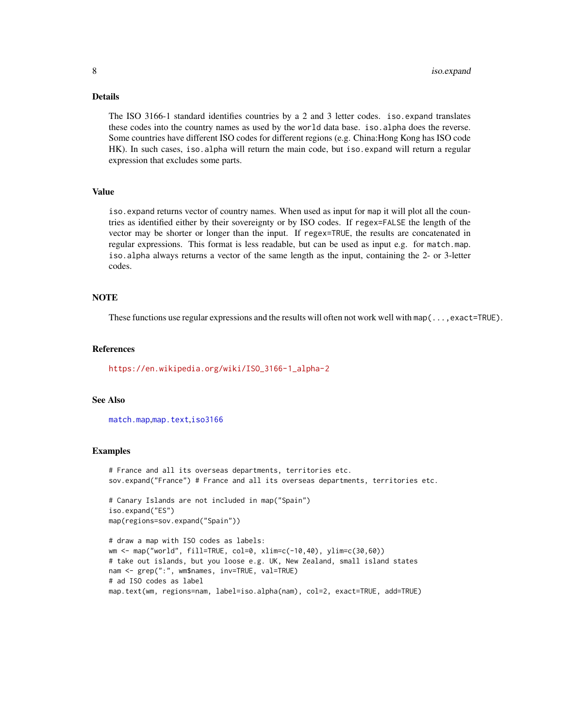## Details

The ISO 3166-1 standard identifies countries by a 2 and 3 letter codes. `iso.expand` translates these codes into the country names as used by the `world` data base. `iso.alpha` does the reverse. Some countries have different ISO codes for different regions (e.g. China:Hong Kong has ISO code HK). In such cases, `iso.alpha` will return the main code, but `iso.expand` will return a regular expression that excludes some parts.

## Value

`iso.expand` returns vector of country names. When used as input for `map` it will plot all the countries as identified either by their sovereignty or by ISO codes. If `regex=FALSE` the length of the vector may be shorter or longer than the input. If `regex=TRUE`, the results are concatenated in regular expressions. This format is less readable, but can be used as input e.g. for `match.map`. `iso.alpha` always returns a vector of the same length as the input, containing the 2- or 3-letter codes.

## NOTE

These functions use regular expressions and the results will often not work well with `map(...,exact=TRUE)`.

## References

https://en.wikipedia.org/wiki/ISO_3166-1_alpha-2

## See Also

`match.map`,`map.text`,`iso3166`

## Examples

```
# France and all its overseas departments, territories etc.
sov.expand("France") # France and all its overseas departments, territories etc.

# Canary Islands are not included in map("Spain")
iso.expand("ES")
map(regions=sov.expand("Spain"))

# draw a map with ISO codes as labels:
wm <- map("world", fill=TRUE, col=0, xlim=c(-10,40), ylim=c(30,60))
# take out islands, but you loose e.g. UK, New Zealand, small island states
nam <- grep(":", wm$names, inv=TRUE, val=TRUE)
# ad ISO codes as label
map.text(wm, regions=nam, label=iso.alpha(nam), col=2, exact=TRUE, add=TRUE)
```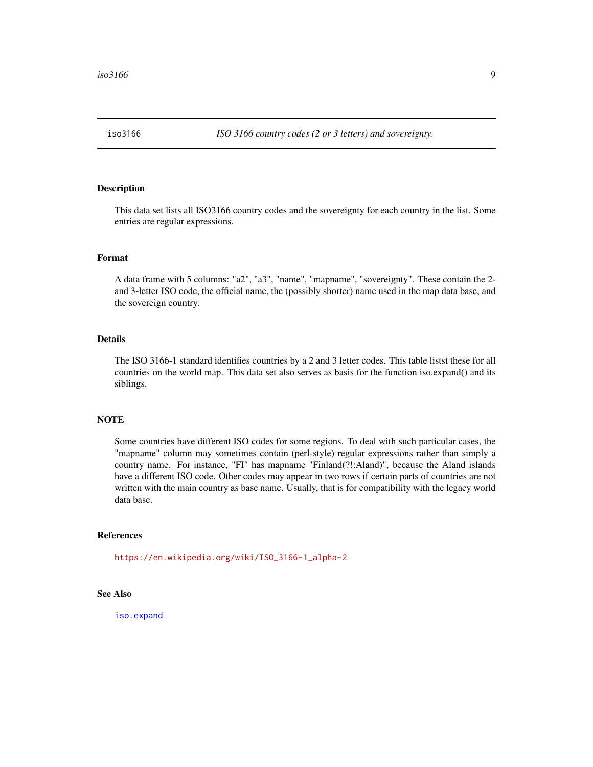iso3166 *ISO 3166 country codes (2 or 3 letters) and sovereignty.*

### Description

This data set lists all ISO3166 country codes and the sovereignty for each country in the list. Some entries are regular expressions.

### Format

A data frame with 5 columns: "a2", "a3", "name", "mapname", "sovereignty". These contain the 2- and 3-letter ISO code, the official name, the (possibly shorter) name used in the map data base, and the sovereign country.

### Details

The ISO 3166-1 standard identifies countries by a 2 and 3 letter codes. This table listst these for all countries on the world map. This data set also serves as basis for the function iso.expand() and its siblings.

### NOTE

Some countries have different ISO codes for some regions. To deal with such particular cases, the "mapname" column may sometimes contain (perl-style) regular expressions rather than simply a country name. For instance, "FI" has mapname "Finland(?!:Aland)", because the Aland islands have a different ISO code. Other codes may appear in two rows if certain parts of countries are not written with the main country as base name. Usually, that is for compatibility with the legacy world data base.

### References

https://en.wikipedia.org/wiki/ISO_3166-1_alpha-2

### See Also

`iso.expand`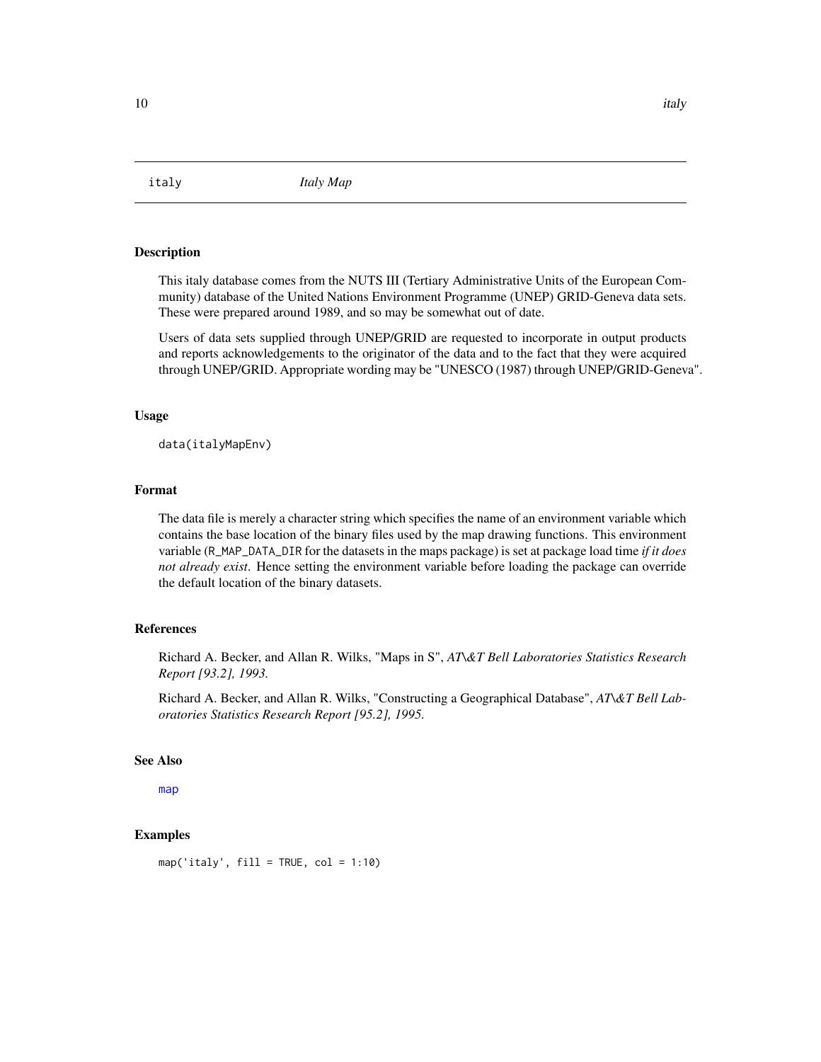`italy` *Italy Map*

### Description

This italy database comes from the NUTS III (Tertiary Administrative Units of the European Community) database of the United Nations Environment Programme (UNEP) GRID-Geneva data sets. These were prepared around 1989, and so may be somewhat out of date.

Users of data sets supplied through UNEP/GRID are requested to incorporate in output products and reports acknowledgements to the originator of the data and to the fact that they were acquired through UNEP/GRID. Appropriate wording may be "UNESCO (1987) through UNEP/GRID-Geneva".

### Usage

```
data(italyMapEnv)
```

### Format

The data file is merely a character string which specifies the name of an environment variable which contains the base location of the binary files used by the map drawing functions. This environment variable (`R_MAP_DATA_DIR` for the datasets in the maps package) is set at package load time *if it does not already exist*. Hence setting the environment variable before loading the package can override the default location of the binary datasets.

### References

Richard A. Becker, and Allan R. Wilks, "Maps in S", *AT\&T Bell Laboratories Statistics Research Report [93.2], 1993.*

Richard A. Becker, and Allan R. Wilks, "Constructing a Geographical Database", *AT\&T Bell Laboratories Statistics Research Report [95.2], 1995.*

### See Also

map

### Examples

```
map('italy', fill = TRUE, col = 1:10)
```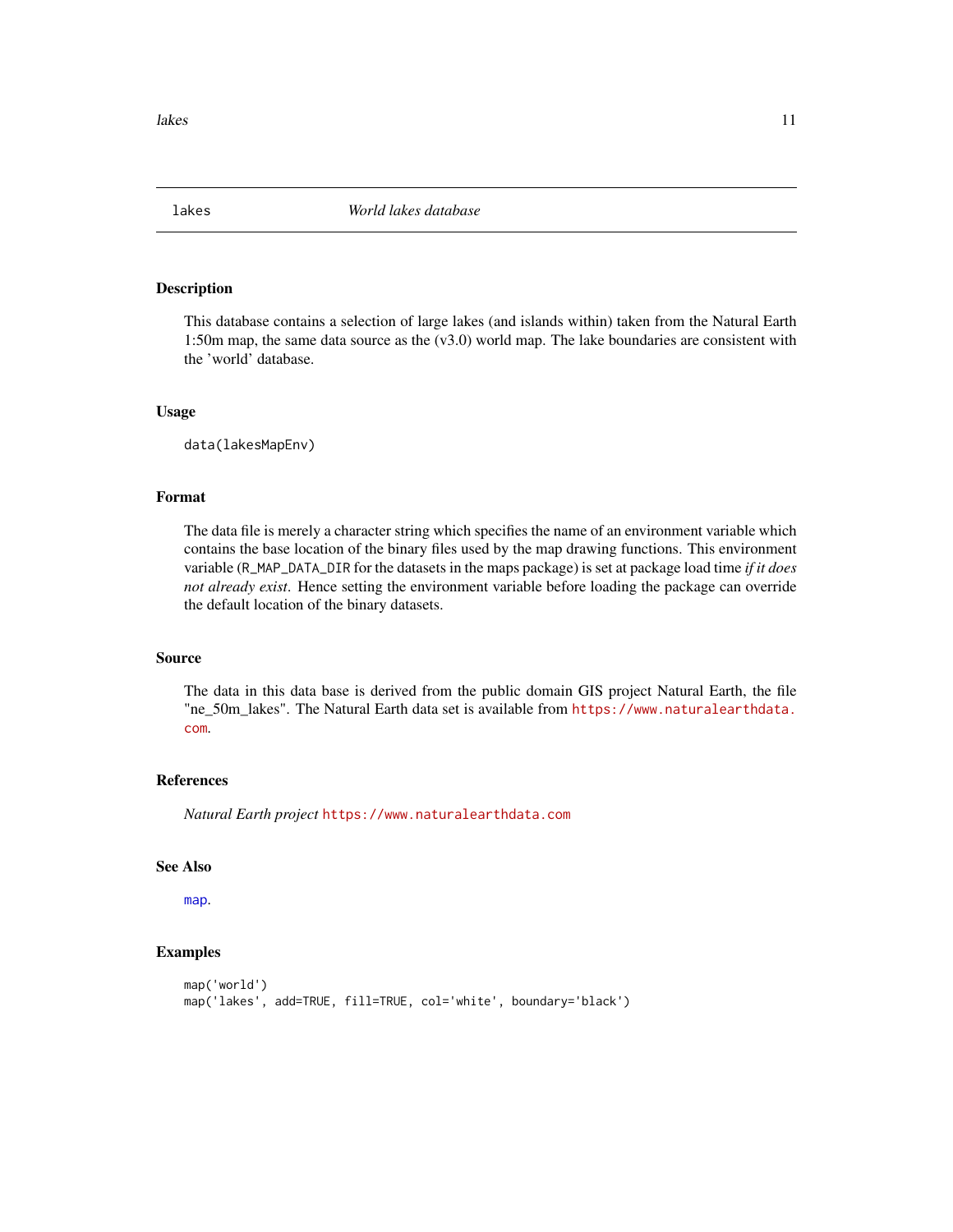lakes    *World lakes database*

## Description

This database contains a selection of large lakes (and islands within) taken from the Natural Earth 1:50m map, the same data source as the (v3.0) world map. The lake boundaries are consistent with the 'world' database.

## Usage

```
data(lakesMapEnv)
```

## Format

The data file is merely a character string which specifies the name of an environment variable which contains the base location of the binary files used by the map drawing functions. This environment variable (`R_MAP_DATA_DIR` for the datasets in the maps package) is set at package load time *if it does not already exist*. Hence setting the environment variable before loading the package can override the default location of the binary datasets.

## Source

The data in this data base is derived from the public domain GIS project Natural Earth, the file "ne_50m_lakes". The Natural Earth data set is available from https://www.naturalearthdata.com.

## References

*Natural Earth project* https://www.naturalearthdata.com

## See Also

`map`.

## Examples

```
map('world')
map('lakes', add=TRUE, fill=TRUE, col='white', boundary='black')
```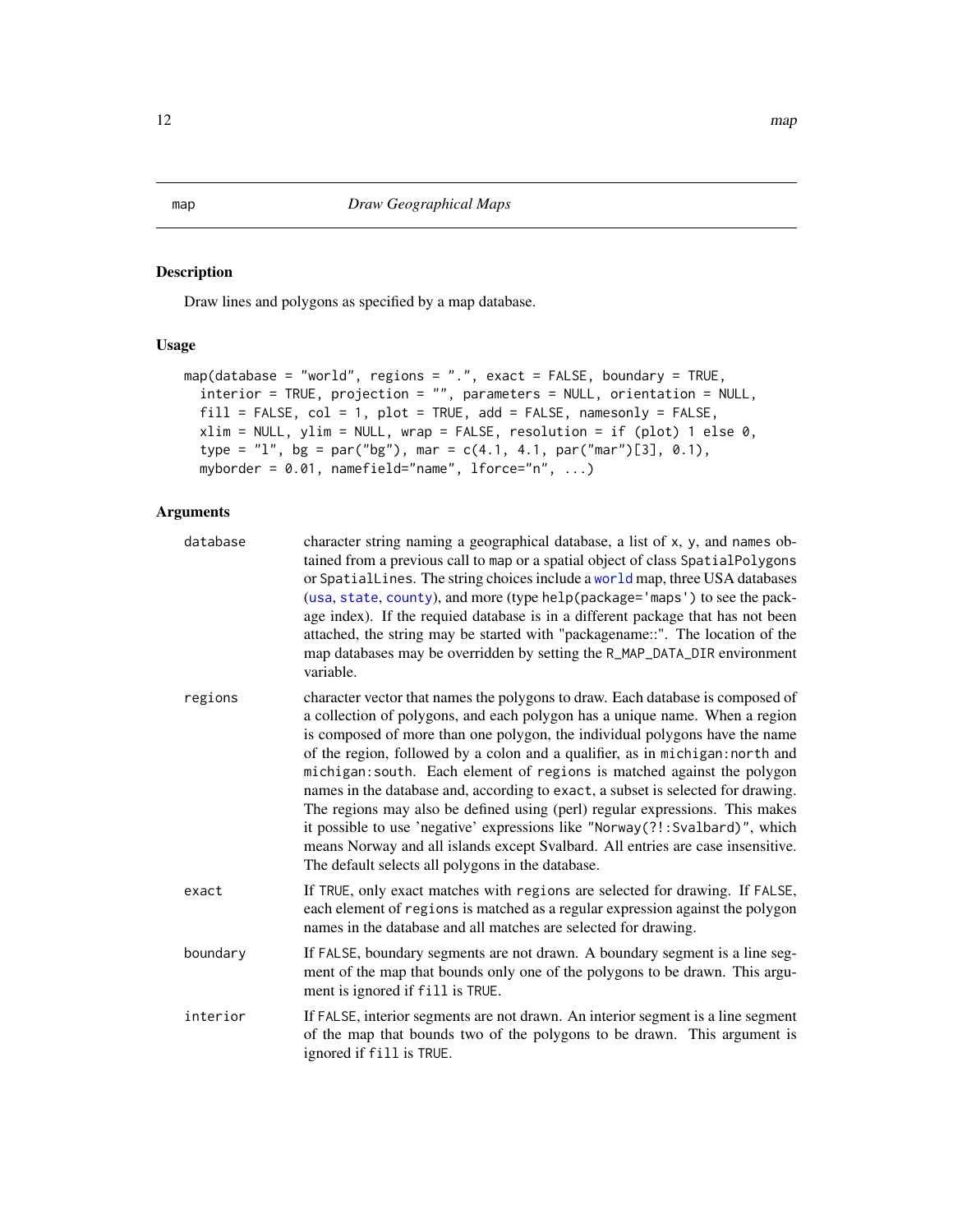map *Draw Geographical Maps*

## Description

Draw lines and polygons as specified by a map database.

## Usage

```
map(database = "world", regions = ".", exact = FALSE, boundary = TRUE,
  interior = TRUE, projection = "", parameters = NULL, orientation = NULL,
  fill = FALSE, col = 1, plot = TRUE, add = FALSE, namesonly = FALSE,
  xlim = NULL, ylim = NULL, wrap = FALSE, resolution = if (plot) 1 else 0,
  type = "l", bg = par("bg"), mar = c(4.1, 4.1, par("mar")[3], 0.1),
  myborder = 0.01, namefield="name", lforce="n", ...)
```

## Arguments

| | |
|---|---|
| database | character string naming a geographical database, a list of x, y, and names obtained from a previous call to map or a spatial object of class SpatialPolygons or SpatialLines. The string choices include a world map, three USA databases (usa, state, county), and more (type help(package='maps') to see the package index). If the requied database is in a different package that has not been attached, the string may be started with "packagename::". The location of the map databases may be overridden by setting the R_MAP_DATA_DIR environment variable. |
| regions | character vector that names the polygons to draw. Each database is composed of a collection of polygons, and each polygon has a unique name. When a region is composed of more than one polygon, the individual polygons have the name of the region, followed by a colon and a qualifier, as in michigan:north and michigan:south. Each element of regions is matched against the polygon names in the database and, according to exact, a subset is selected for drawing. The regions may also be defined using (perl) regular expressions. This makes it possible to use 'negative' expressions like "Norway(?!:Svalbard)", which means Norway and all islands except Svalbard. All entries are case insensitive. The default selects all polygons in the database. |
| exact | If TRUE, only exact matches with regions are selected for drawing. If FALSE, each element of regions is matched as a regular expression against the polygon names in the database and all matches are selected for drawing. |
| boundary | If FALSE, boundary segments are not drawn. A boundary segment is a line segment of the map that bounds only one of the polygons to be drawn. This argument is ignored if fill is TRUE. |
| interior | If FALSE, interior segments are not drawn. An interior segment is a line segment of the map that bounds two of the polygons to be drawn. This argument is ignored if fill is TRUE. |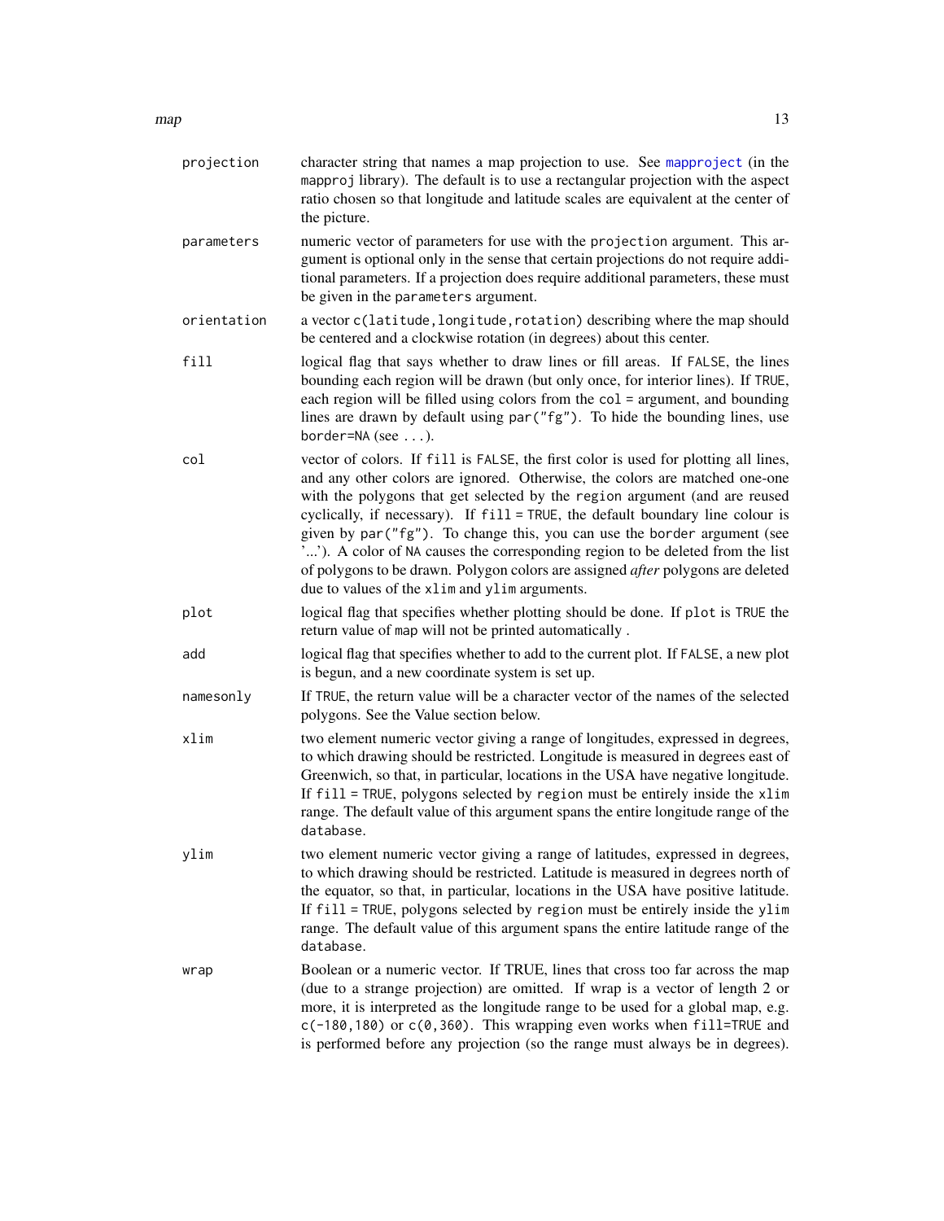`projection`
: character string that names a map projection to use. See `mapproject` (in the `mapproj` library). The default is to use a rectangular projection with the aspect ratio chosen so that longitude and latitude scales are equivalent at the center of the picture.

`parameters`
: numeric vector of parameters for use with the `projection` argument. This argument is optional only in the sense that certain projections do not require additional parameters. If a projection does require additional parameters, these must be given in the `parameters` argument.

`orientation`
: a vector `c(latitude,longitude,rotation)` describing where the map should be centered and a clockwise rotation (in degrees) about this center.

`fill`
: logical flag that says whether to draw lines or fill areas. If `FALSE`, the lines bounding each region will be drawn (but only once, for interior lines). If `TRUE`, each region will be filled using colors from the `col =` argument, and bounding lines are drawn by default using `par("fg")`. To hide the bounding lines, use `border=NA` (see `...`).

`col`
: vector of colors. If `fill` is `FALSE`, the first color is used for plotting all lines, and any other colors are ignored. Otherwise, the colors are matched one-one with the polygons that get selected by the `region` argument (and are reused cyclically, if necessary). If `fill = TRUE`, the default boundary line colour is given by `par("fg")`. To change this, you can use the `border` argument (see '...'). A color of `NA` causes the corresponding region to be deleted from the list of polygons to be drawn. Polygon colors are assigned *after* polygons are deleted due to values of the `xlim` and `ylim` arguments.

`plot`
: logical flag that specifies whether plotting should be done. If `plot` is `TRUE` the return value of `map` will not be printed automatically .

`add`
: logical flag that specifies whether to add to the current plot. If `FALSE`, a new plot is begun, and a new coordinate system is set up.

`namesonly`
: If `TRUE`, the return value will be a character vector of the names of the selected polygons. See the Value section below.

`xlim`
: two element numeric vector giving a range of longitudes, expressed in degrees, to which drawing should be restricted. Longitude is measured in degrees east of Greenwich, so that, in particular, locations in the USA have negative longitude. If `fill = TRUE`, polygons selected by `region` must be entirely inside the `xlim` range. The default value of this argument spans the entire longitude range of the `database`.

`ylim`
: two element numeric vector giving a range of latitudes, expressed in degrees, to which drawing should be restricted. Latitude is measured in degrees north of the equator, so that, in particular, locations in the USA have positive latitude. If `fill = TRUE`, polygons selected by `region` must be entirely inside the `ylim` range. The default value of this argument spans the entire latitude range of the `database`.

`wrap`
: Boolean or a numeric vector. If TRUE, lines that cross too far across the map (due to a strange projection) are omitted. If wrap is a vector of length 2 or more, it is interpreted as the longitude range to be used for a global map, e.g. `c(-180,180)` or `c(0,360)`. This wrapping even works when `fill=TRUE` and is performed before any projection (so the range must always be in degrees).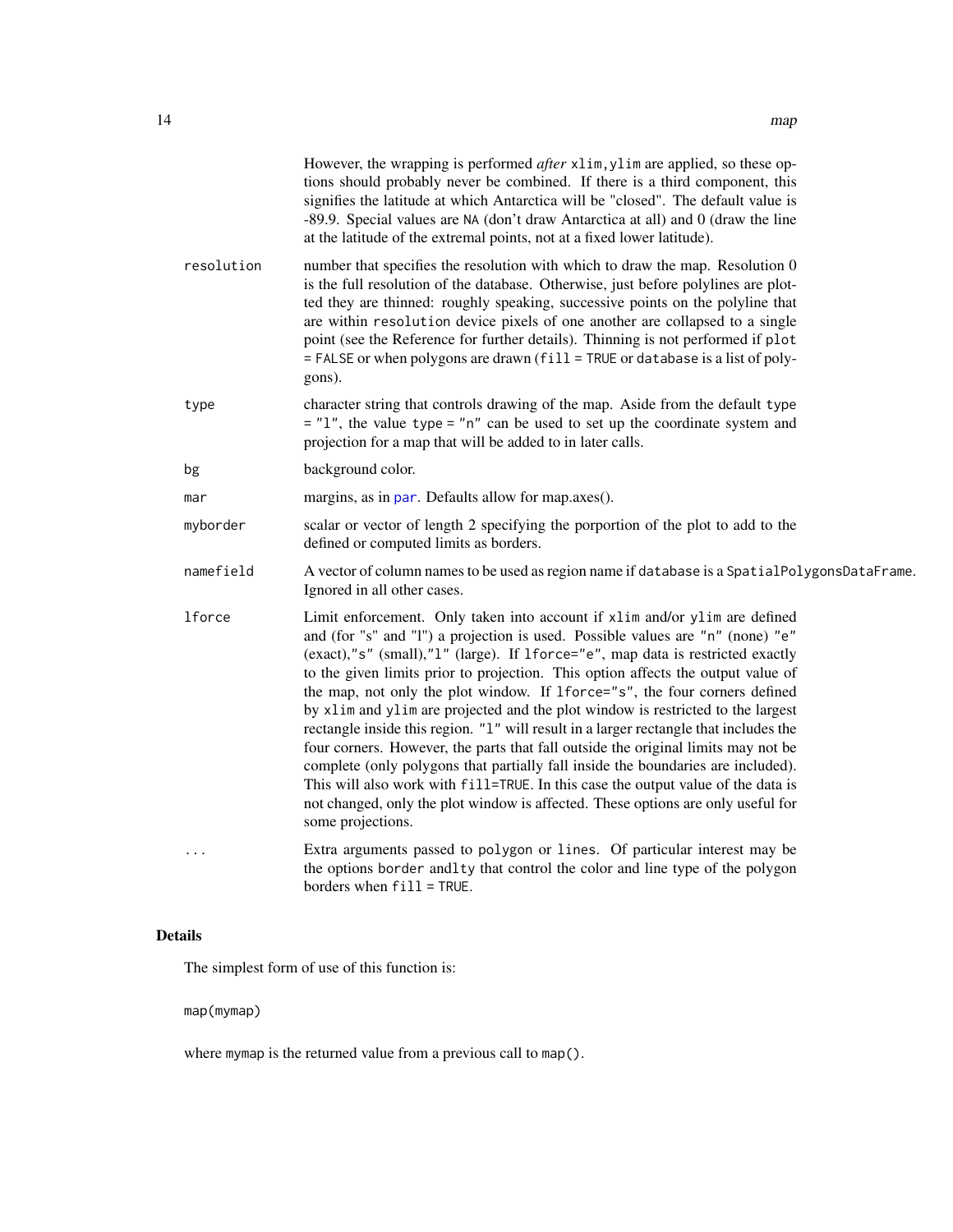However, the wrapping is performed *after* `xlim,ylim` are applied, so these options should probably never be combined. If there is a third component, this signifies the latitude at which Antarctica will be "closed". The default value is -89.9. Special values are `NA` (don't draw Antarctica at all) and 0 (draw the line at the latitude of the extremal points, not at a fixed lower latitude).

`resolution`
: number that specifies the resolution with which to draw the map. Resolution 0 is the full resolution of the database. Otherwise, just before polylines are plotted they are thinned: roughly speaking, successive points on the polyline that are within `resolution` device pixels of one another are collapsed to a single point (see the Reference for further details). Thinning is not performed if `plot = FALSE` or when polygons are drawn (`fill = TRUE` or `database` is a list of polygons).

`type`
: character string that controls drawing of the map. Aside from the default `type = "l"`, the value `type = "n"` can be used to set up the coordinate system and projection for a map that will be added to in later calls.

`bg`
: background color.

`mar`
: margins, as in `par`. Defaults allow for map.axes().

`myborder`
: scalar or vector of length 2 specifying the porportion of the plot to add to the defined or computed limits as borders.

`namefield`
: A vector of column names to be used as region name if `database` is a `SpatialPolygonsDataFrame`. Ignored in all other cases.

`lforce`
: Limit enforcement. Only taken into account if `xlim` and/or `ylim` are defined and (for "s" and "l") a projection is used. Possible values are `"n"` (none) `"e"` (exact),`"s"` (small),`"l"` (large). If `lforce="e"`, map data is restricted exactly to the given limits prior to projection. This option affects the output value of the map, not only the plot window. If `lforce="s"`, the four corners defined by `xlim` and `ylim` are projected and the plot window is restricted to the largest rectangle inside this region. `"l"` will result in a larger rectangle that includes the four corners. However, the parts that fall outside the original limits may not be complete (only polygons that partially fall inside the boundaries are included). This will also work with `fill=TRUE`. In this case the output value of the data is not changed, only the plot window is affected. These options are only useful for some projections.

`...`
: Extra arguments passed to `polygon` or `lines`. Of particular interest may be the options `border` and`lty` that control the color and line type of the polygon borders when `fill = TRUE`.

## Details

The simplest form of use of this function is:

```
map(mymap)
```

where `mymap` is the returned value from a previous call to `map()`.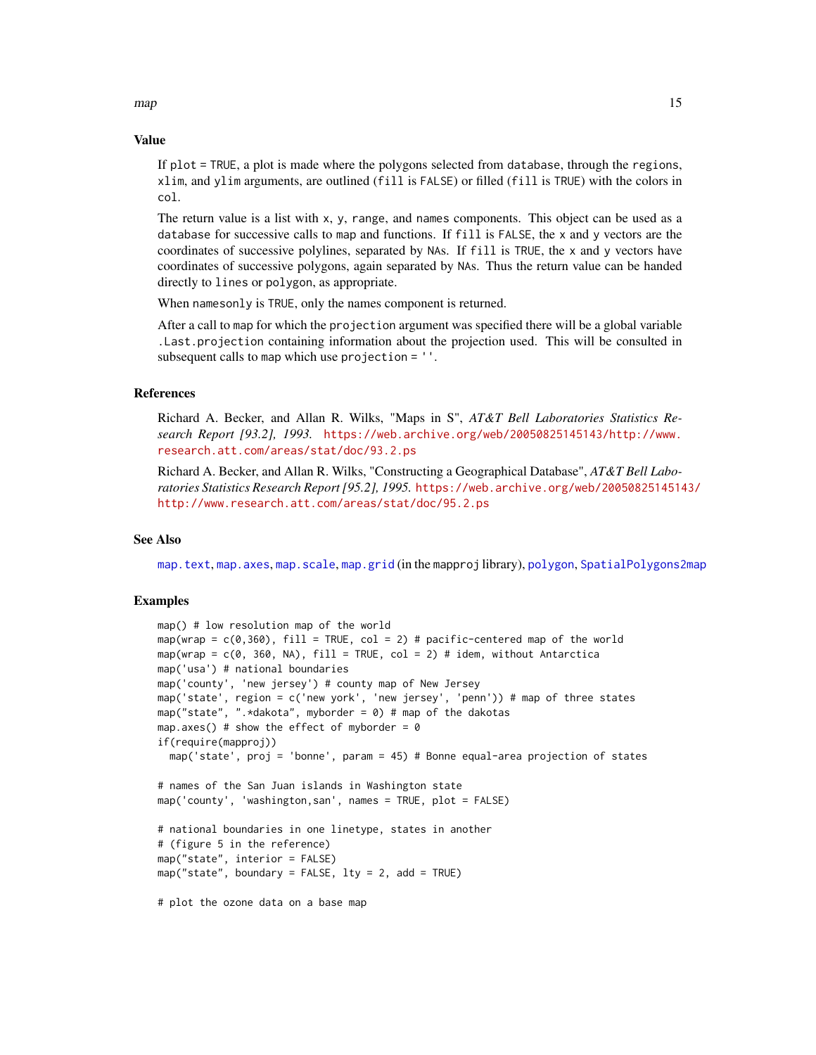## Value

If `plot = TRUE`, a plot is made where the polygons selected from `database`, through the `regions`, `xlim`, and `ylim` arguments, are outlined (`fill` is `FALSE`) or filled (`fill` is `TRUE`) with the colors in `col`.

The return value is a list with `x`, `y`, `range`, and `names` components. This object can be used as a `database` for successive calls to `map` and functions. If `fill` is `FALSE`, the `x` and `y` vectors are the coordinates of successive polylines, separated by `NA`s. If `fill` is `TRUE`, the `x` and `y` vectors have coordinates of successive polygons, again separated by `NA`s. Thus the return value can be handed directly to `lines` or `polygon`, as appropriate.

When `namesonly` is `TRUE`, only the names component is returned.

After a call to `map` for which the `projection` argument was specified there will be a global variable `.Last.projection` containing information about the projection used. This will be consulted in subsequent calls to `map` which use `projection = ''`.

## References

Richard A. Becker, and Allan R. Wilks, "Maps in S", *AT&T Bell Laboratories Statistics Research Report [93.2], 1993.* https://web.archive.org/web/20050825145143/http://www.research.att.com/areas/stat/doc/93.2.ps

Richard A. Becker, and Allan R. Wilks, "Constructing a Geographical Database", *AT&T Bell Laboratories Statistics Research Report [95.2], 1995.* https://web.archive.org/web/20050825145143/http://www.research.att.com/areas/stat/doc/95.2.ps

## See Also

`map.text`, `map.axes`, `map.scale`, `map.grid` (in the `mapproj` library), `polygon`, `SpatialPolygons2map`

## Examples

```
map() # low resolution map of the world
map(wrap = c(0,360), fill = TRUE, col = 2) # pacific-centered map of the world
map(wrap = c(0, 360, NA), fill = TRUE, col = 2) # idem, without Antarctica
map('usa') # national boundaries
map('county', 'new jersey') # county map of New Jersey
map('state', region = c('new york', 'new jersey', 'penn')) # map of three states
map("state", ".*dakota", myborder = 0) # map of the dakotas
map.axes() # show the effect of myborder = 0
if(require(mapproj))
  map('state', proj = 'bonne', param = 45) # Bonne equal-area projection of states

# names of the San Juan islands in Washington state
map('county', 'washington,san', names = TRUE, plot = FALSE)

# national boundaries in one linetype, states in another
# (figure 5 in the reference)
map("state", interior = FALSE)
map("state", boundary = FALSE, lty = 2, add = TRUE)

# plot the ozone data on a base map
```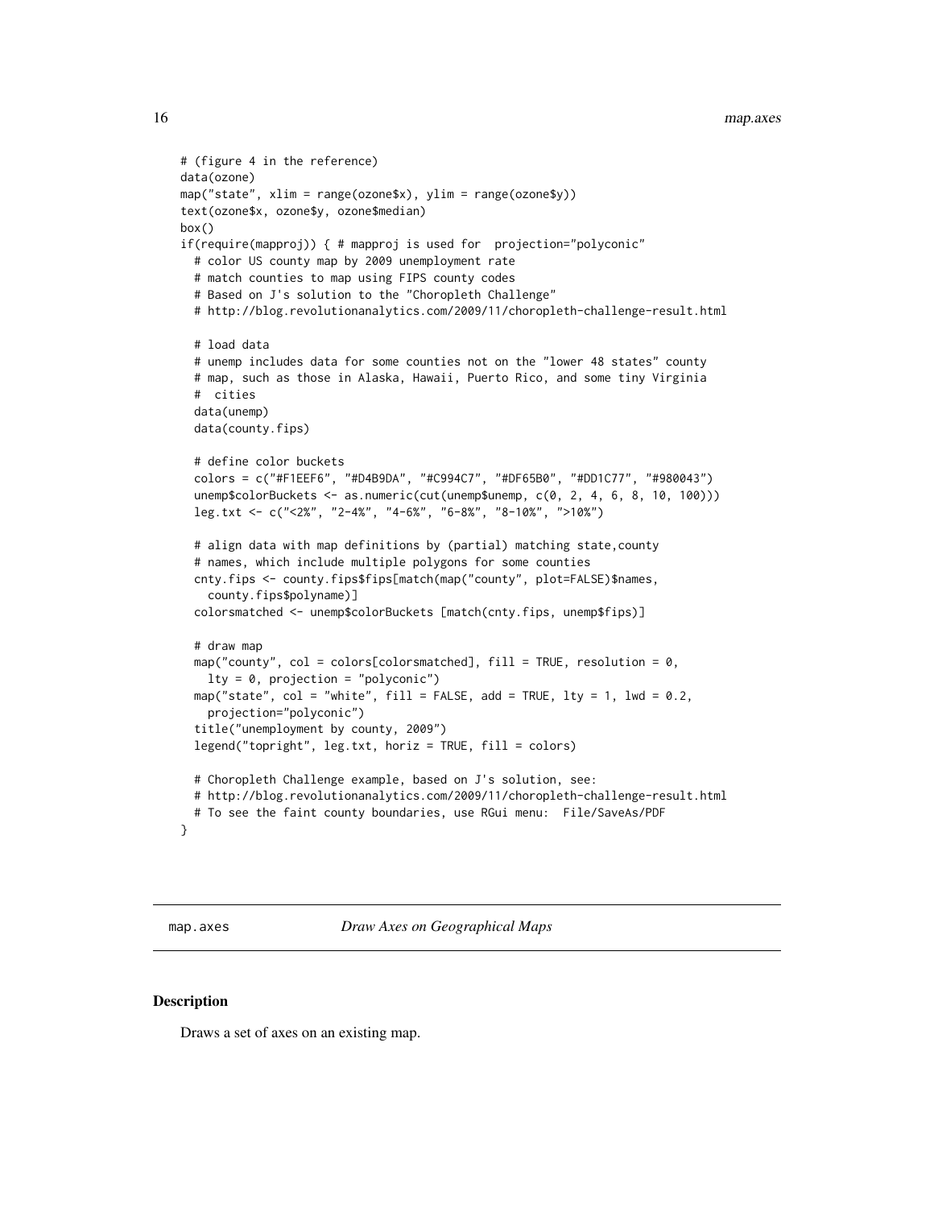```
# (figure 4 in the reference)
data(ozone)
map("state", xlim = range(ozone$x), ylim = range(ozone$y))
text(ozone$x, ozone$y, ozone$median)
box()
if(require(mapproj)) { # mapproj is used for  projection="polyconic"
  # color US county map by 2009 unemployment rate
  # match counties to map using FIPS county codes
  # Based on J's solution to the "Choropleth Challenge"
  # http://blog.revolutionanalytics.com/2009/11/choropleth-challenge-result.html

  # load data
  # unemp includes data for some counties not on the "lower 48 states" county
  # map, such as those in Alaska, Hawaii, Puerto Rico, and some tiny Virginia
  #  cities
  data(unemp)
  data(county.fips)

  # define color buckets
  colors = c("#F1EEF6", "#D4B9DA", "#C994C7", "#DF65B0", "#DD1C77", "#980043")
  unemp$colorBuckets <- as.numeric(cut(unemp$unemp, c(0, 2, 4, 6, 8, 10, 100)))
  leg.txt <- c("<2%", "2-4%", "4-6%", "6-8%", "8-10%", ">10%")

  # align data with map definitions by (partial) matching state,county
  # names, which include multiple polygons for some counties
  cnty.fips <- county.fips$fips[match(map("county", plot=FALSE)$names,
    county.fips$polyname)]
  colorsmatched <- unemp$colorBuckets [match(cnty.fips, unemp$fips)]

  # draw map
  map("county", col = colors[colorsmatched], fill = TRUE, resolution = 0,
    lty = 0, projection = "polyconic")
  map("state", col = "white", fill = FALSE, add = TRUE, lty = 1, lwd = 0.2,
    projection="polyconic")
  title("unemployment by county, 2009")
  legend("topright", leg.txt, horiz = TRUE, fill = colors)

  # Choropleth Challenge example, based on J's solution, see:
  # http://blog.revolutionanalytics.com/2009/11/choropleth-challenge-result.html
  # To see the faint county boundaries, use RGui menu:  File/SaveAs/PDF
}
```

---

map.axes — *Draw Axes on Geographical Maps*

---

## Description

Draws a set of axes on an existing map.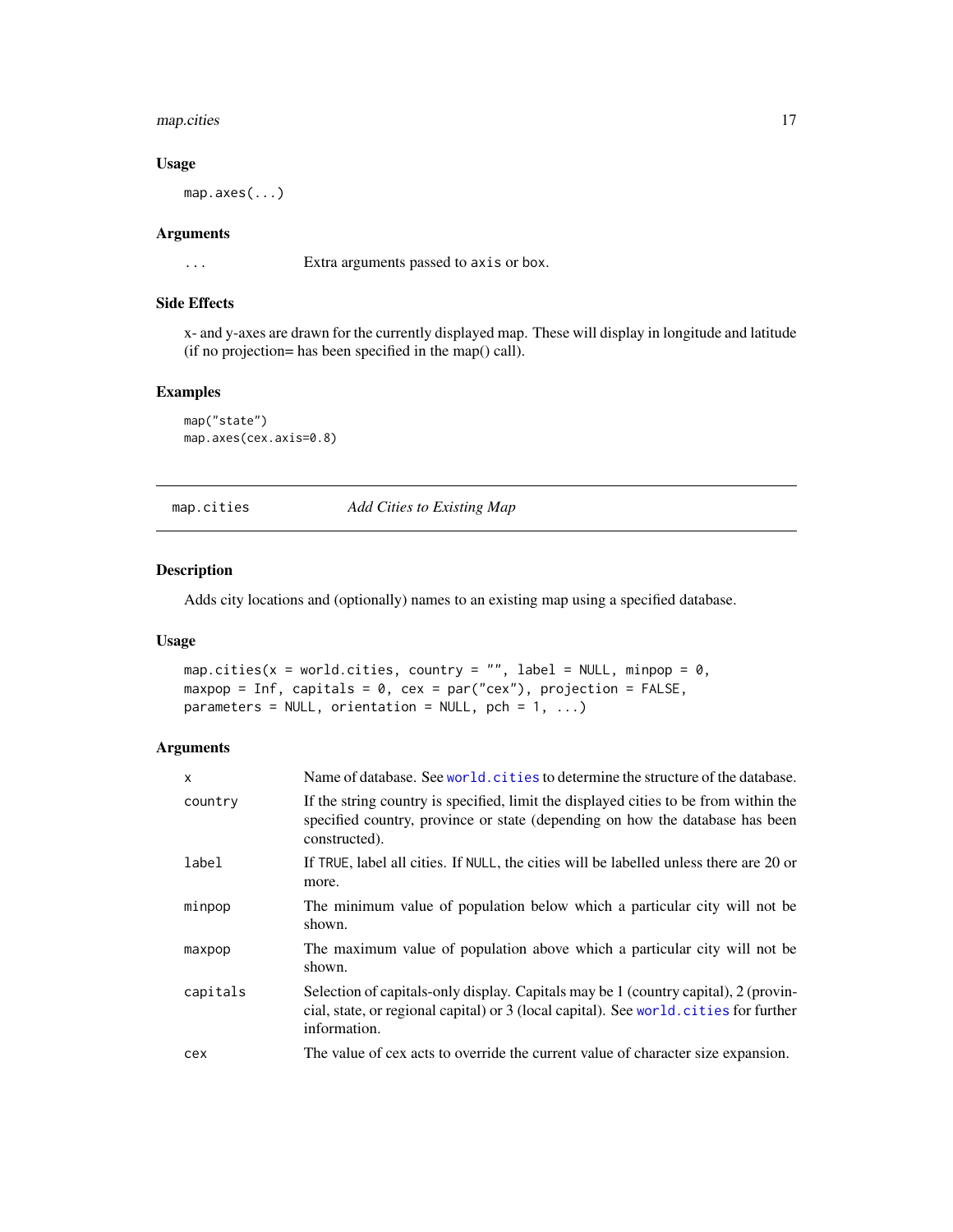### Usage

```
map.axes(...)
```

### Arguments

| | |
|---|---|
| ... | Extra arguments passed to axis or box. |

### Side Effects

x- and y-axes are drawn for the currently displayed map. These will display in longitude and latitude (if no projection= has been specified in the map() call).

### Examples

```
map("state")
map.axes(cex.axis=0.8)
```

---

## map.cities *Add Cities to Existing Map*

---

### Description

Adds city locations and (optionally) names to an existing map using a specified database.

### Usage

```
map.cities(x = world.cities, country = "", label = NULL, minpop = 0,
maxpop = Inf, capitals = 0, cex = par("cex"), projection = FALSE,
parameters = NULL, orientation = NULL, pch = 1, ...)
```

### Arguments

| | |
|---|---|
| x | Name of database. See world.cities to determine the structure of the database. |
| country | If the string country is specified, limit the displayed cities to be from within the specified country, province or state (depending on how the database has been constructed). |
| label | If TRUE, label all cities. If NULL, the cities will be labelled unless there are 20 or more. |
| minpop | The minimum value of population below which a particular city will not be shown. |
| maxpop | The maximum value of population above which a particular city will not be shown. |
| capitals | Selection of capitals-only display. Capitals may be 1 (country capital), 2 (provincial, state, or regional capital) or 3 (local capital). See world.cities for further information. |
| cex | The value of cex acts to override the current value of character size expansion. |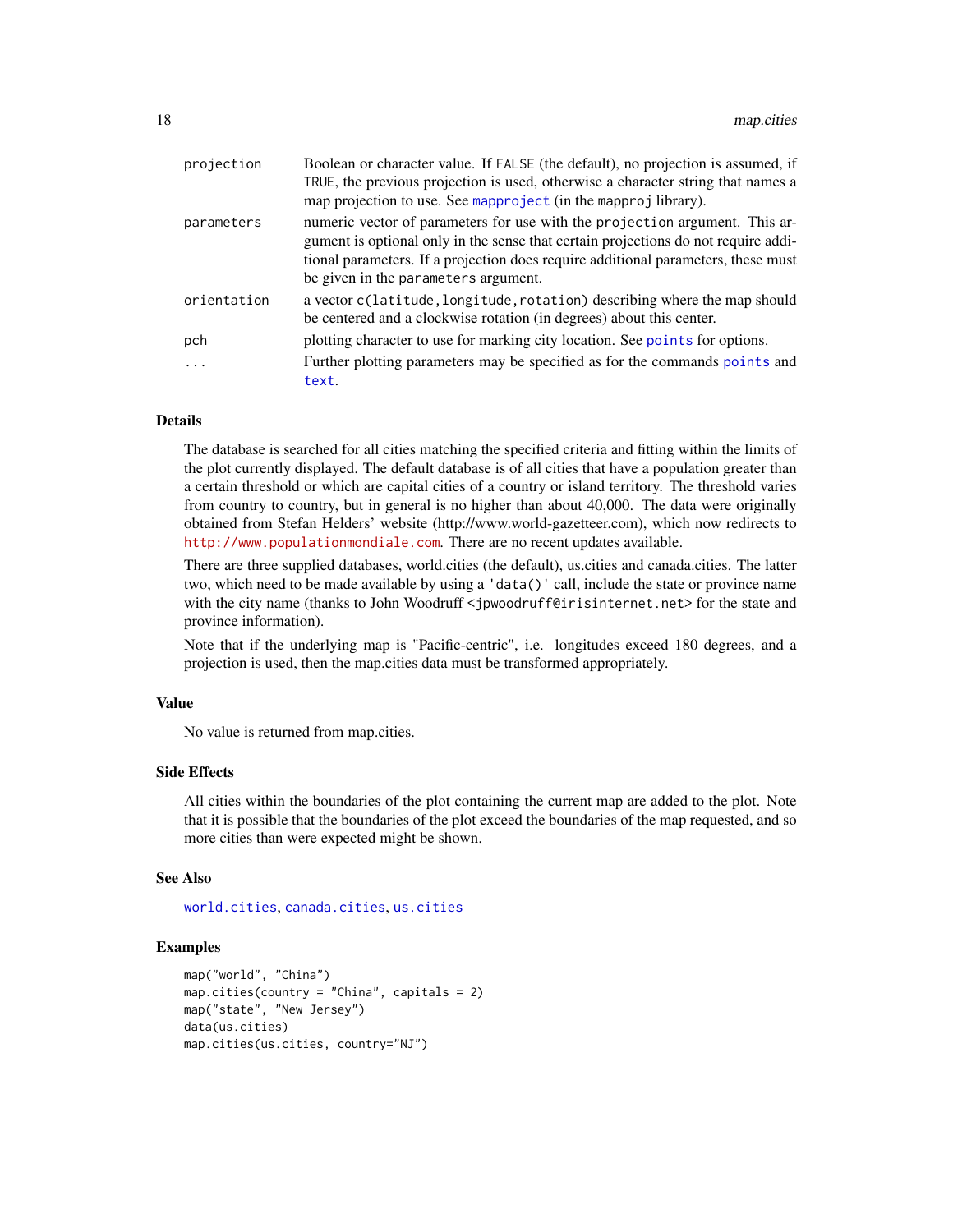| | |
|---|---|
| projection | Boolean or character value. If FALSE (the default), no projection is assumed, if TRUE, the previous projection is used, otherwise a character string that names a map projection to use. See mapproject (in the mapproj library). |
| parameters | numeric vector of parameters for use with the projection argument. This argument is optional only in the sense that certain projections do not require additional parameters. If a projection does require additional parameters, these must be given in the parameters argument. |
| orientation | a vector c(latitude,longitude,rotation) describing where the map should be centered and a clockwise rotation (in degrees) about this center. |
| pch | plotting character to use for marking city location. See points for options. |
| ... | Further plotting parameters may be specified as for the commands points and text. |

## Details

The database is searched for all cities matching the specified criteria and fitting within the limits of the plot currently displayed. The default database is of all cities that have a population greater than a certain threshold or which are capital cities of a country or island territory. The threshold varies from country to country, but in general is no higher than about 40,000. The data were originally obtained from Stefan Helders' website (http://www.world-gazetteer.com), which now redirects to http://www.populationmondiale.com. There are no recent updates available.

There are three supplied databases, world.cities (the default), us.cities and canada.cities. The latter two, which need to be made available by using a 'data()' call, include the state or province name with the city name (thanks to John Woodruff <jpwoodruff@irisinternet.net> for the state and province information).

Note that if the underlying map is "Pacific-centric", i.e. longitudes exceed 180 degrees, and a projection is used, then the map.cities data must be transformed appropriately.

## Value

No value is returned from map.cities.

## Side Effects

All cities within the boundaries of the plot containing the current map are added to the plot. Note that it is possible that the boundaries of the plot exceed the boundaries of the map requested, and so more cities than were expected might be shown.

## See Also

world.cities, canada.cities, us.cities

## Examples

```
map("world", "China")
map.cities(country = "China", capitals = 2)
map("state", "New Jersey")
data(us.cities)
map.cities(us.cities, country="NJ")
```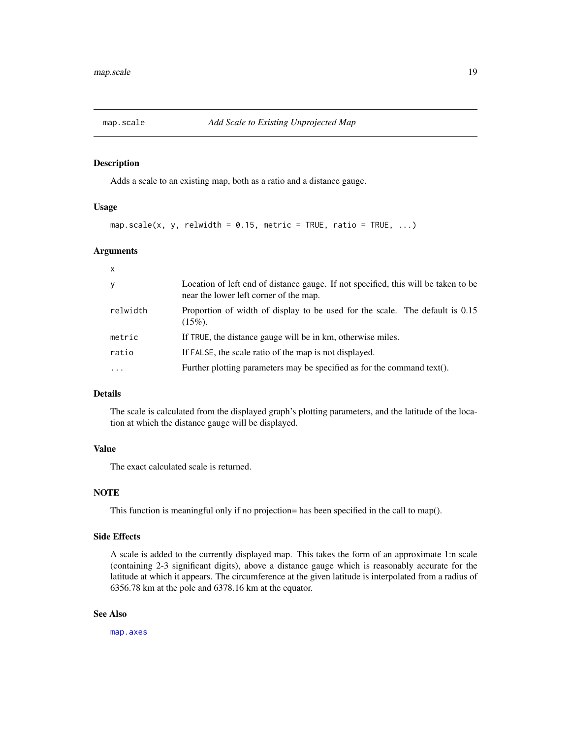## map.scale — *Add Scale to Existing Unprojected Map*

### Description

Adds a scale to an existing map, both as a ratio and a distance gauge.

### Usage

```
map.scale(x, y, relwidth = 0.15, metric = TRUE, ratio = TRUE, ...)
```

### Arguments

| | |
|---|---|
| x | |
| y | Location of left end of distance gauge. If not specified, this will be taken to be near the lower left corner of the map. |
| relwidth | Proportion of width of display to be used for the scale. The default is 0.15 (15%). |
| metric | If TRUE, the distance gauge will be in km, otherwise miles. |
| ratio | If FALSE, the scale ratio of the map is not displayed. |
| ... | Further plotting parameters may be specified as for the command text(). |

### Details

The scale is calculated from the displayed graph's plotting parameters, and the latitude of the location at which the distance gauge will be displayed.

### Value

The exact calculated scale is returned.

### NOTE

This function is meaningful only if no projection= has been specified in the call to map().

### Side Effects

A scale is added to the currently displayed map. This takes the form of an approximate 1:n scale (containing 2-3 significant digits), above a distance gauge which is reasonably accurate for the latitude at which it appears. The circumference at the given latitude is interpolated from a radius of 6356.78 km at the pole and 6378.16 km at the equator.

### See Also

map.axes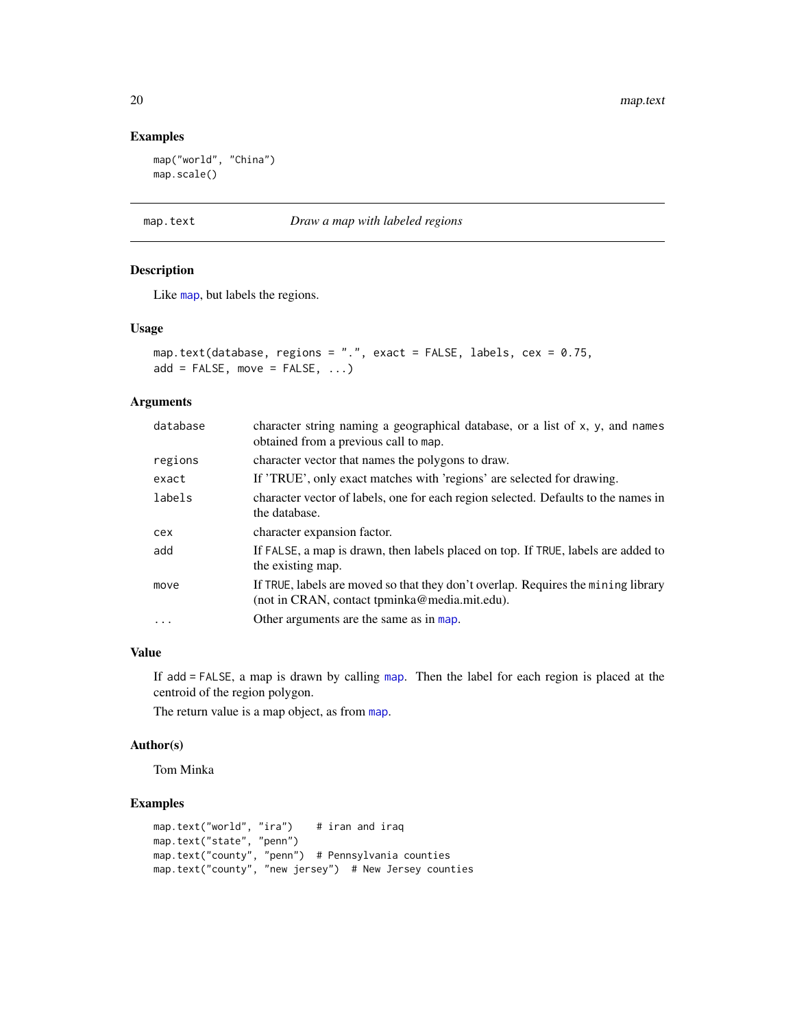## Examples

```
map("world", "China")
map.scale()
```

---

map.text *Draw a map with labeled regions*

---

## Description

Like map, but labels the regions.

## Usage

```
map.text(database, regions = ".", exact = FALSE, labels, cex = 0.75,
add = FALSE, move = FALSE, ...)
```

## Arguments

| | |
|---|---|
| database | character string naming a geographical database, or a list of x, y, and names obtained from a previous call to map. |
| regions | character vector that names the polygons to draw. |
| exact | If 'TRUE', only exact matches with 'regions' are selected for drawing. |
| labels | character vector of labels, one for each region selected. Defaults to the names in the database. |
| cex | character expansion factor. |
| add | If FALSE, a map is drawn, then labels placed on top. If TRUE, labels are added to the existing map. |
| move | If TRUE, labels are moved so that they don't overlap. Requires the mining library (not in CRAN, contact tpminka@media.mit.edu). |
| ... | Other arguments are the same as in map. |

## Value

If add = FALSE, a map is drawn by calling map. Then the label for each region is placed at the centroid of the region polygon.

The return value is a map object, as from map.

## Author(s)

Tom Minka

## Examples

```
map.text("world", "ira")    # iran and iraq
map.text("state", "penn")
map.text("county", "penn")  # Pennsylvania counties
map.text("county", "new jersey")  # New Jersey counties
```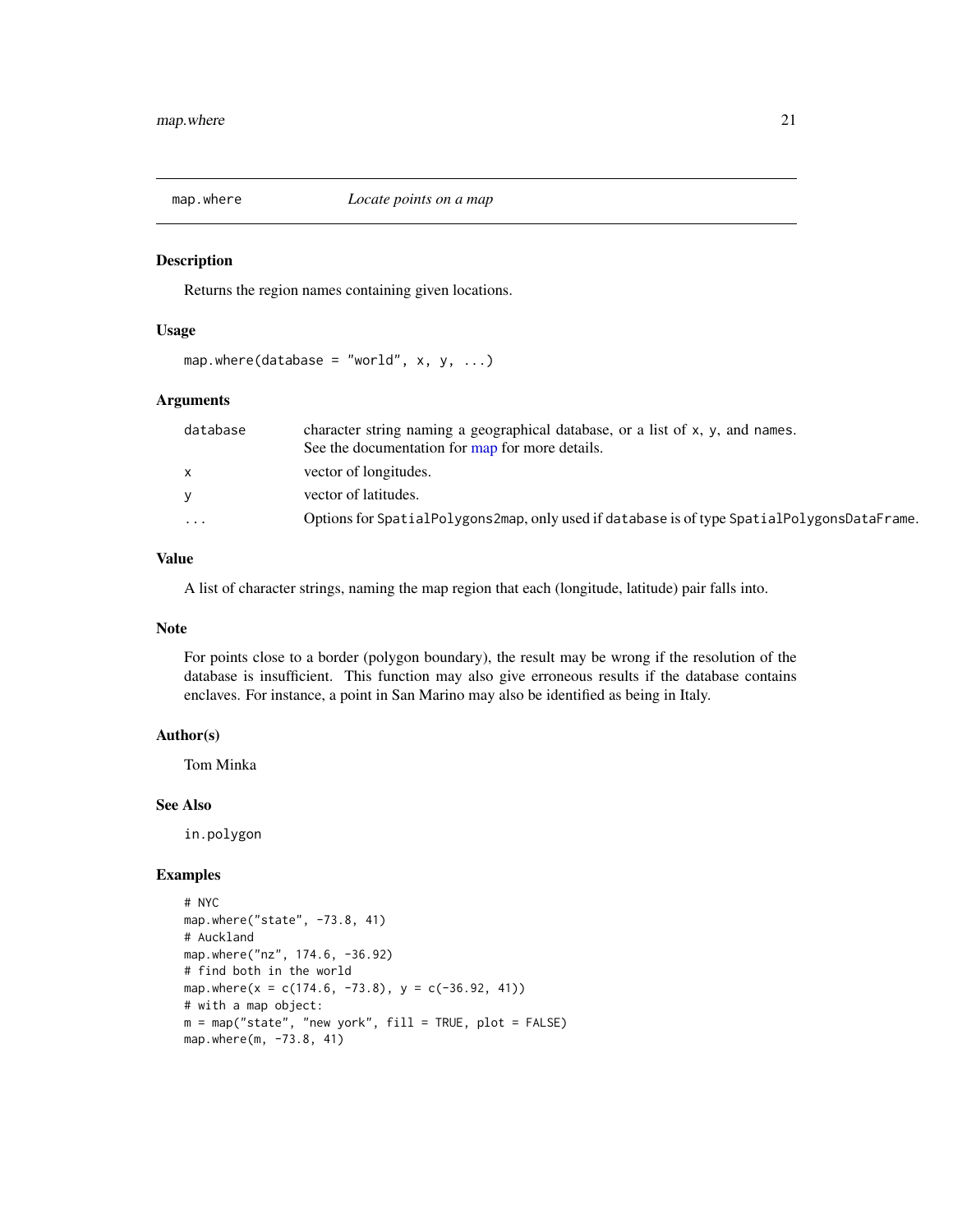map.where *Locate points on a map*

### Description

Returns the region names containing given locations.

### Usage

```
map.where(database = "world", x, y, ...)
```

### Arguments

| | |
|---|---|
| database | character string naming a geographical database, or a list of x, y, and names. See the documentation for map for more details. |
| x | vector of longitudes. |
| y | vector of latitudes. |
| ... | Options for SpatialPolygons2map, only used if database is of type SpatialPolygonsDataFrame. |

### Value

A list of character strings, naming the map region that each (longitude, latitude) pair falls into.

### Note

For points close to a border (polygon boundary), the result may be wrong if the resolution of the database is insufficient. This function may also give erroneous results if the database contains enclaves. For instance, a point in San Marino may also be identified as being in Italy.

### Author(s)

Tom Minka

### See Also

in.polygon

### Examples

```
# NYC
map.where("state", -73.8, 41)
# Auckland
map.where("nz", 174.6, -36.92)
# find both in the world
map.where(x = c(174.6, -73.8), y = c(-36.92, 41))
# with a map object:
m = map("state", "new york", fill = TRUE, plot = FALSE)
map.where(m, -73.8, 41)
```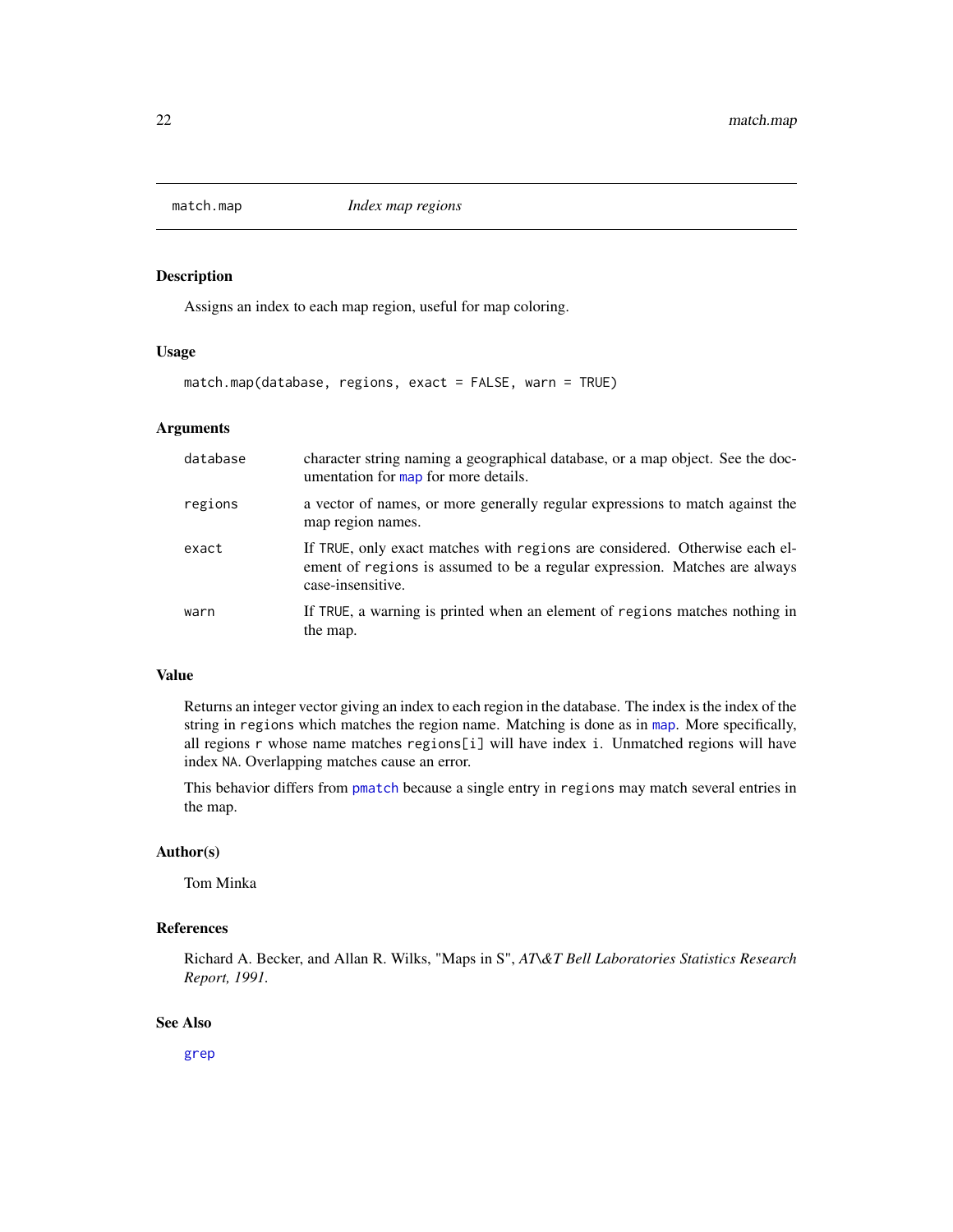## match.map — *Index map regions*

### Description

Assigns an index to each map region, useful for map coloring.

### Usage

```
match.map(database, regions, exact = FALSE, warn = TRUE)
```

### Arguments

| | |
|---|---|
| `database` | character string naming a geographical database, or a map object. See the documentation for `map` for more details. |
| `regions` | a vector of names, or more generally regular expressions to match against the map region names. |
| `exact` | If `TRUE`, only exact matches with `regions` are considered. Otherwise each element of `regions` is assumed to be a regular expression. Matches are always case-insensitive. |
| `warn` | If `TRUE`, a warning is printed when an element of `regions` matches nothing in the map. |

### Value

Returns an integer vector giving an index to each region in the database. The index is the index of the string in `regions` which matches the region name. Matching is done as in `map`. More specifically, all regions `r` whose name matches `regions[i]` will have index `i`. Unmatched regions will have index `NA`. Overlapping matches cause an error.

This behavior differs from `pmatch` because a single entry in `regions` may match several entries in the map.

### Author(s)

Tom Minka

### References

Richard A. Becker, and Allan R. Wilks, "Maps in S", *AT\&T Bell Laboratories Statistics Research Report, 1991.*

### See Also

`grep`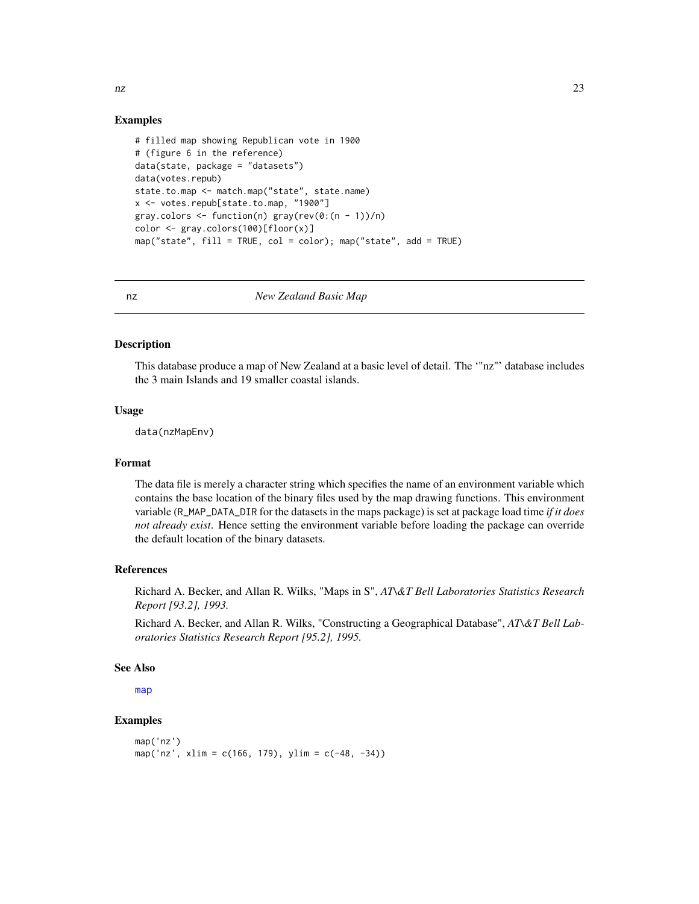### Examples

```
# filled map showing Republican vote in 1900
# (figure 6 in the reference)
data(state, package = "datasets")
data(votes.repub)
state.to.map <- match.map("state", state.name)
x <- votes.repub[state.to.map, "1900"]
gray.colors <- function(n) gray(rev(0:(n - 1))/n)
color <- gray.colors(100)[floor(x)]
map("state", fill = TRUE, col = color); map("state", add = TRUE)
```

---

## nz *New Zealand Basic Map*

---

### Description

This database produce a map of New Zealand at a basic level of detail. The '"nz"' database includes the 3 main Islands and 19 smaller coastal islands.

### Usage

```
data(nzMapEnv)
```

### Format

The data file is merely a character string which specifies the name of an environment variable which contains the base location of the binary files used by the map drawing functions. This environment variable (`R_MAP_DATA_DIR` for the datasets in the maps package) is set at package load time *if it does not already exist*. Hence setting the environment variable before loading the package can override the default location of the binary datasets.

### References

Richard A. Becker, and Allan R. Wilks, "Maps in S", *AT\&T Bell Laboratories Statistics Research Report [93.2], 1993.*

Richard A. Becker, and Allan R. Wilks, "Constructing a Geographical Database", *AT\&T Bell Laboratories Statistics Research Report [95.2], 1995.*

### See Also

map

### Examples

```
map('nz')
map('nz', xlim = c(166, 179), ylim = c(-48, -34))
```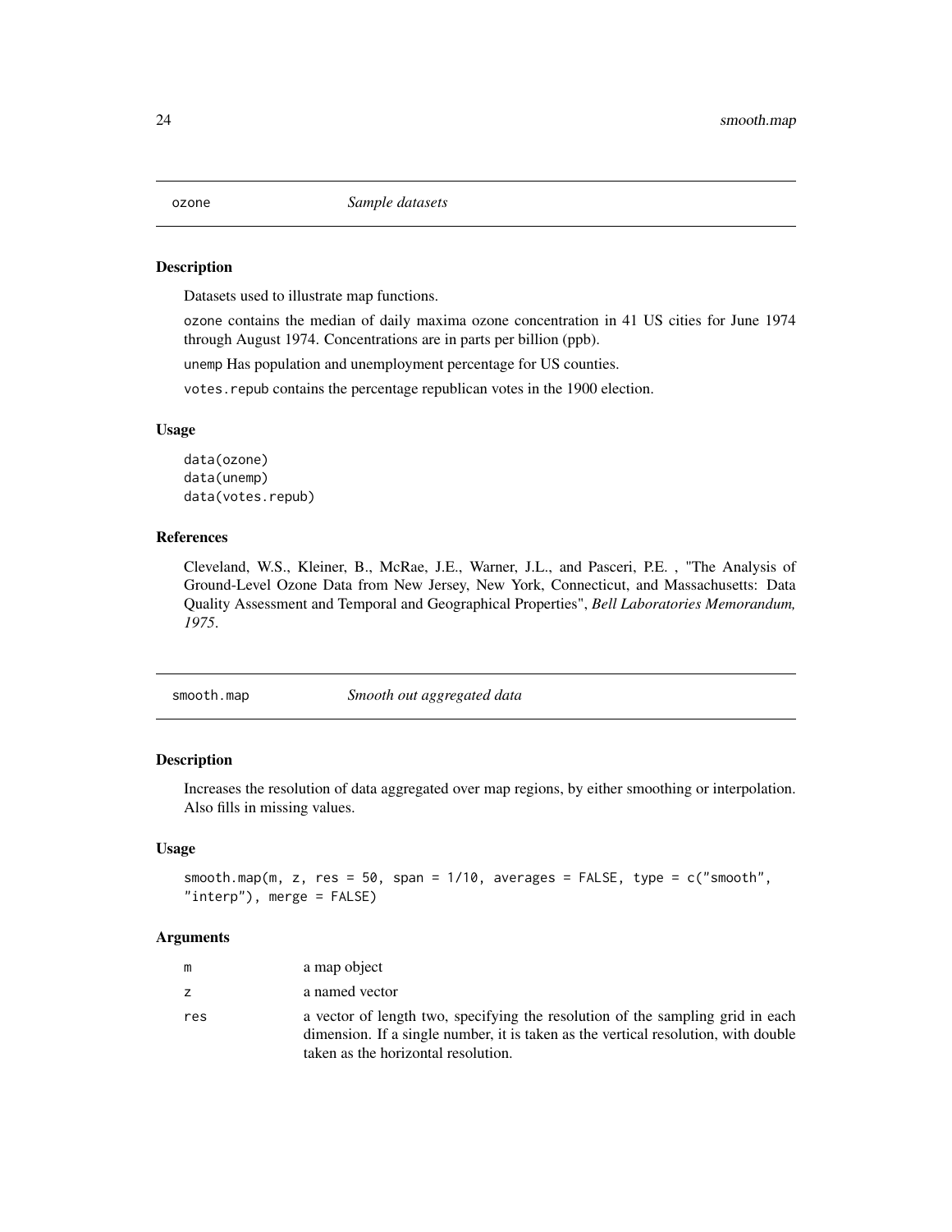## ozone — *Sample datasets*

### Description

Datasets used to illustrate map functions.

ozone contains the median of daily maxima ozone concentration in 41 US cities for June 1974 through August 1974. Concentrations are in parts per billion (ppb).

unemp Has population and unemployment percentage for US counties.

votes.repub contains the percentage republican votes in the 1900 election.

### Usage

```
data(ozone)
data(unemp)
data(votes.repub)
```

### References

Cleveland, W.S., Kleiner, B., McRae, J.E., Warner, J.L., and Pasceri, P.E. , "The Analysis of Ground-Level Ozone Data from New Jersey, New York, Connecticut, and Massachusetts: Data Quality Assessment and Temporal and Geographical Properties", *Bell Laboratories Memorandum, 1975*.

## smooth.map — *Smooth out aggregated data*

### Description

Increases the resolution of data aggregated over map regions, by either smoothing or interpolation. Also fills in missing values.

### Usage

```
smooth.map(m, z, res = 50, span = 1/10, averages = FALSE, type = c("smooth",
"interp"), merge = FALSE)
```

### Arguments

| | |
|---|---|
| m | a map object |
| z | a named vector |
| res | a vector of length two, specifying the resolution of the sampling grid in each dimension. If a single number, it is taken as the vertical resolution, with double taken as the horizontal resolution. |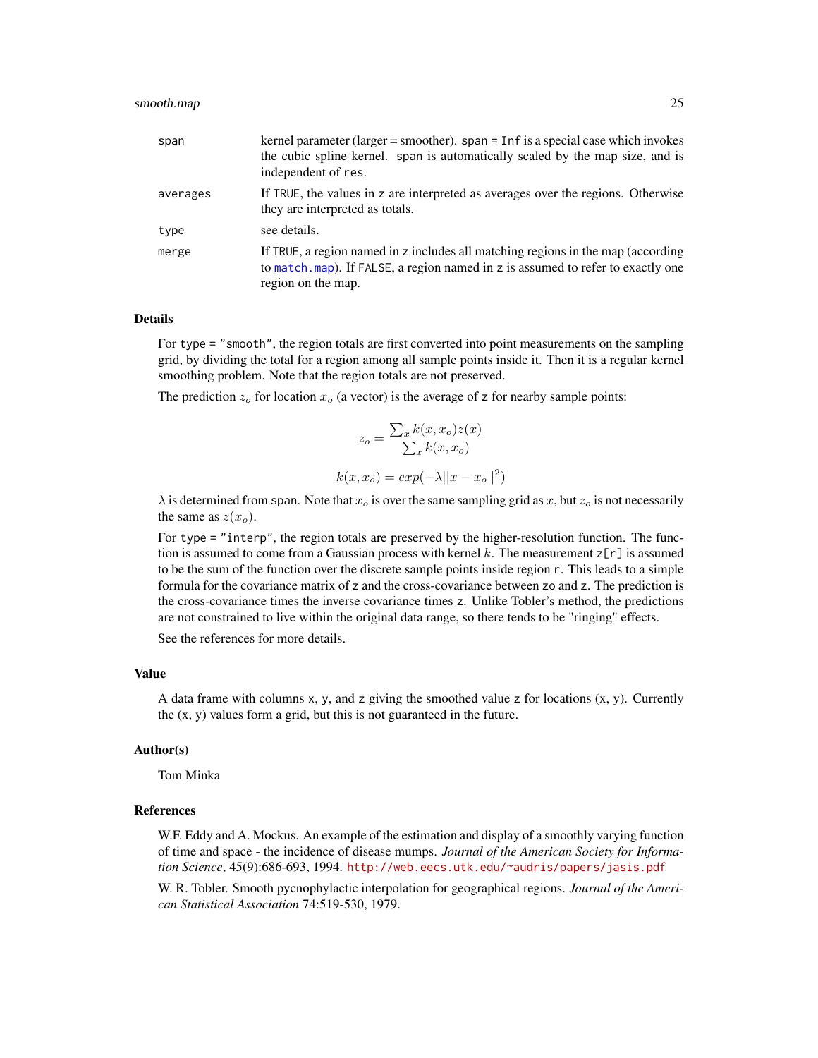| | |
|---|---|
| span | kernel parameter (larger = smoother). span = Inf is a special case which invokes the cubic spline kernel. span is automatically scaled by the map size, and is independent of res. |
| averages | If TRUE, the values in z are interpreted as averages over the regions. Otherwise they are interpreted as totals. |
| type | see details. |
| merge | If TRUE, a region named in z includes all matching regions in the map (according to match.map). If FALSE, a region named in z is assumed to refer to exactly one region on the map. |

## Details

For type = "smooth", the region totals are first converted into point measurements on the sampling grid, by dividing the total for a region among all sample points inside it. Then it is a regular kernel smoothing problem. Note that the region totals are not preserved.

The prediction $z_o$ for location $x_o$ (a vector) is the average of z for nearby sample points:

$$z_o = \frac{\sum_x k(x, x_o) z(x)}{\sum_x k(x, x_o)}$$

$$k(x, x_o) = exp(-\lambda ||x - x_o||^2)$$

$\lambda$ is determined from span. Note that $x_o$ is over the same sampling grid as $x$, but $z_o$ is not necessarily the same as $z(x_o)$.

For type = "interp", the region totals are preserved by the higher-resolution function. The function is assumed to come from a Gaussian process with kernel $k$. The measurement z[r] is assumed to be the sum of the function over the discrete sample points inside region r. This leads to a simple formula for the covariance matrix of z and the cross-covariance between zo and z. The prediction is the cross-covariance times the inverse covariance times z. Unlike Tobler's method, the predictions are not constrained to live within the original data range, so there tends to be "ringing" effects.

See the references for more details.

## Value

A data frame with columns x, y, and z giving the smoothed value z for locations (x, y). Currently the (x, y) values form a grid, but this is not guaranteed in the future.

## Author(s)

Tom Minka

## References

W.F. Eddy and A. Mockus. An example of the estimation and display of a smoothly varying function of time and space - the incidence of disease mumps. *Journal of the American Society for Information Science*, 45(9):686-693, 1994. http://web.eecs.utk.edu/~audris/papers/jasis.pdf

W. R. Tobler. Smooth pycnophylactic interpolation for geographical regions. *Journal of the American Statistical Association* 74:519-530, 1979.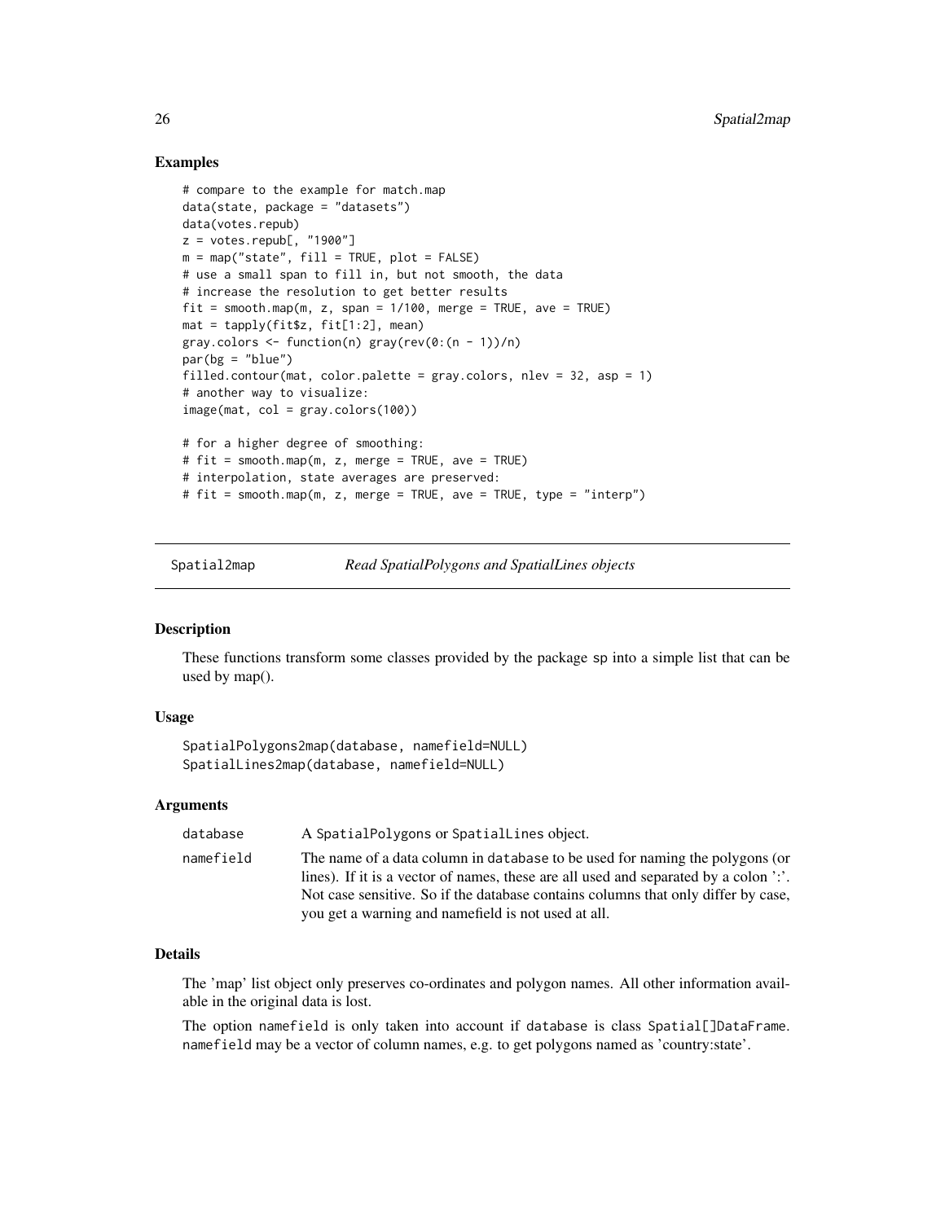### Examples

```
# compare to the example for match.map
data(state, package = "datasets")
data(votes.repub)
z = votes.repub[, "1900"]
m = map("state", fill = TRUE, plot = FALSE)
# use a small span to fill in, but not smooth, the data
# increase the resolution to get better results
fit = smooth.map(m, z, span = 1/100, merge = TRUE, ave = TRUE)
mat = tapply(fit$z, fit[1:2], mean)
gray.colors <- function(n) gray(rev(0:(n - 1))/n)
par(bg = "blue")
filled.contour(mat, color.palette = gray.colors, nlev = 32, asp = 1)
# another way to visualize:
image(mat, col = gray.colors(100))

# for a higher degree of smoothing:
# fit = smooth.map(m, z, merge = TRUE, ave = TRUE)
# interpolation, state averages are preserved:
# fit = smooth.map(m, z, merge = TRUE, ave = TRUE, type = "interp")
```

---

## Spatial2map *Read SpatialPolygons and SpatialLines objects*

### Description

These functions transform some classes provided by the package sp into a simple list that can be used by map().

### Usage

```
SpatialPolygons2map(database, namefield=NULL)
SpatialLines2map(database, namefield=NULL)
```

### Arguments

| | |
|---|---|
| database | A SpatialPolygons or SpatialLines object. |
| namefield | The name of a data column in database to be used for naming the polygons (or lines). If it is a vector of names, these are all used and separated by a colon ':'. Not case sensitive. So if the database contains columns that only differ by case, you get a warning and namefield is not used at all. |

### Details

The 'map' list object only preserves co-ordinates and polygon names. All other information available in the original data is lost.

The option namefield is only taken into account if database is class Spatial[]DataFrame. namefield may be a vector of column names, e.g. to get polygons named as 'country:state'.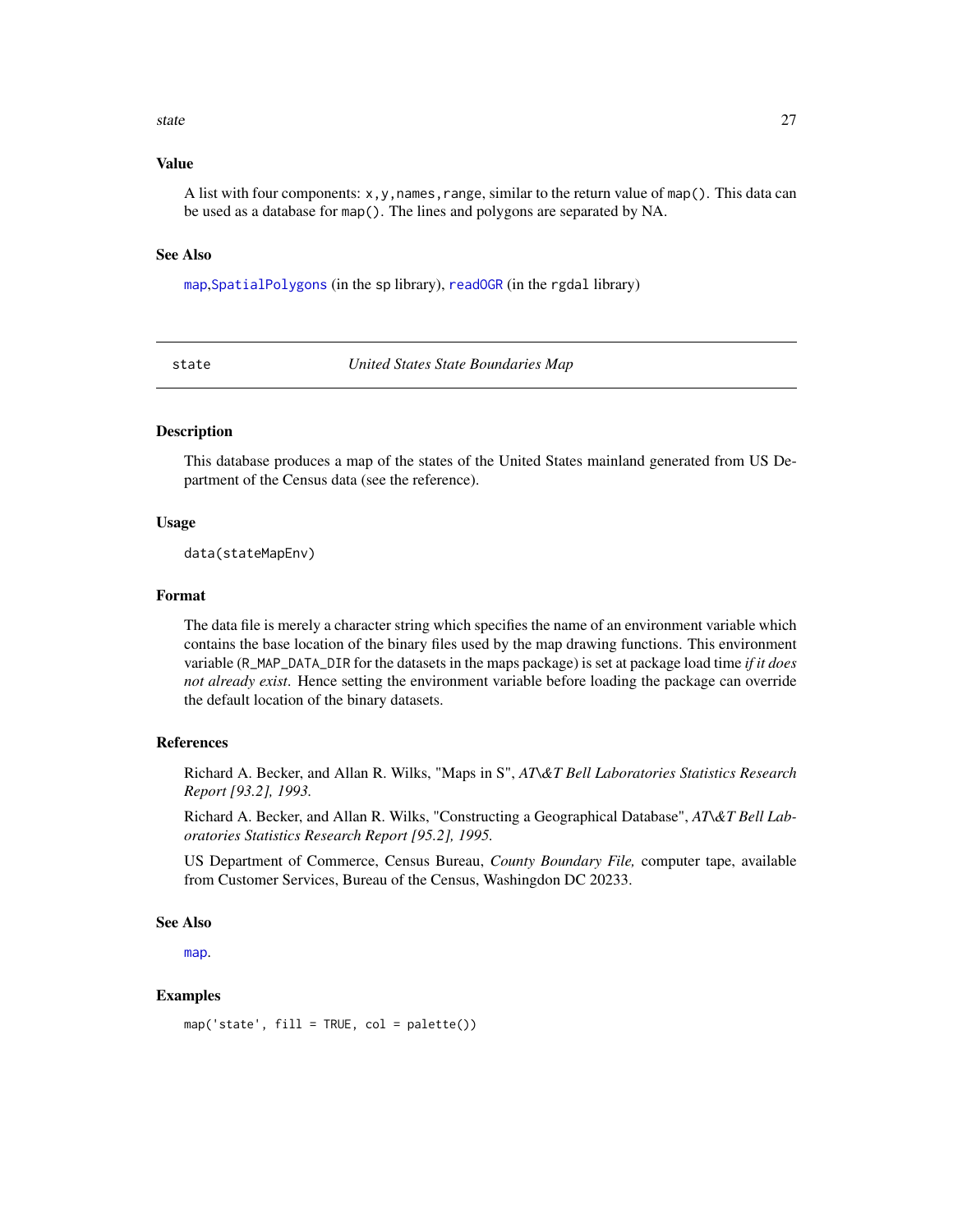## Value

A list with four components: x,y,names,range, similar to the return value of map(). This data can be used as a database for map(). The lines and polygons are separated by NA.

## See Also

map,SpatialPolygons (in the sp library), readOGR (in the rgdal library)

---

# state — *United States State Boundaries Map*

---

## Description

This database produces a map of the states of the United States mainland generated from US Department of the Census data (see the reference).

## Usage

```
data(stateMapEnv)
```

## Format

The data file is merely a character string which specifies the name of an environment variable which contains the base location of the binary files used by the map drawing functions. This environment variable (R_MAP_DATA_DIR for the datasets in the maps package) is set at package load time *if it does not already exist*. Hence setting the environment variable before loading the package can override the default location of the binary datasets.

## References

Richard A. Becker, and Allan R. Wilks, "Maps in S", *AT\&T Bell Laboratories Statistics Research Report [93.2], 1993.*

Richard A. Becker, and Allan R. Wilks, "Constructing a Geographical Database", *AT\&T Bell Laboratories Statistics Research Report [95.2], 1995.*

US Department of Commerce, Census Bureau, *County Boundary File,* computer tape, available from Customer Services, Bureau of the Census, Washingdon DC 20233.

## See Also

map.

## Examples

```
map('state', fill = TRUE, col = palette())
```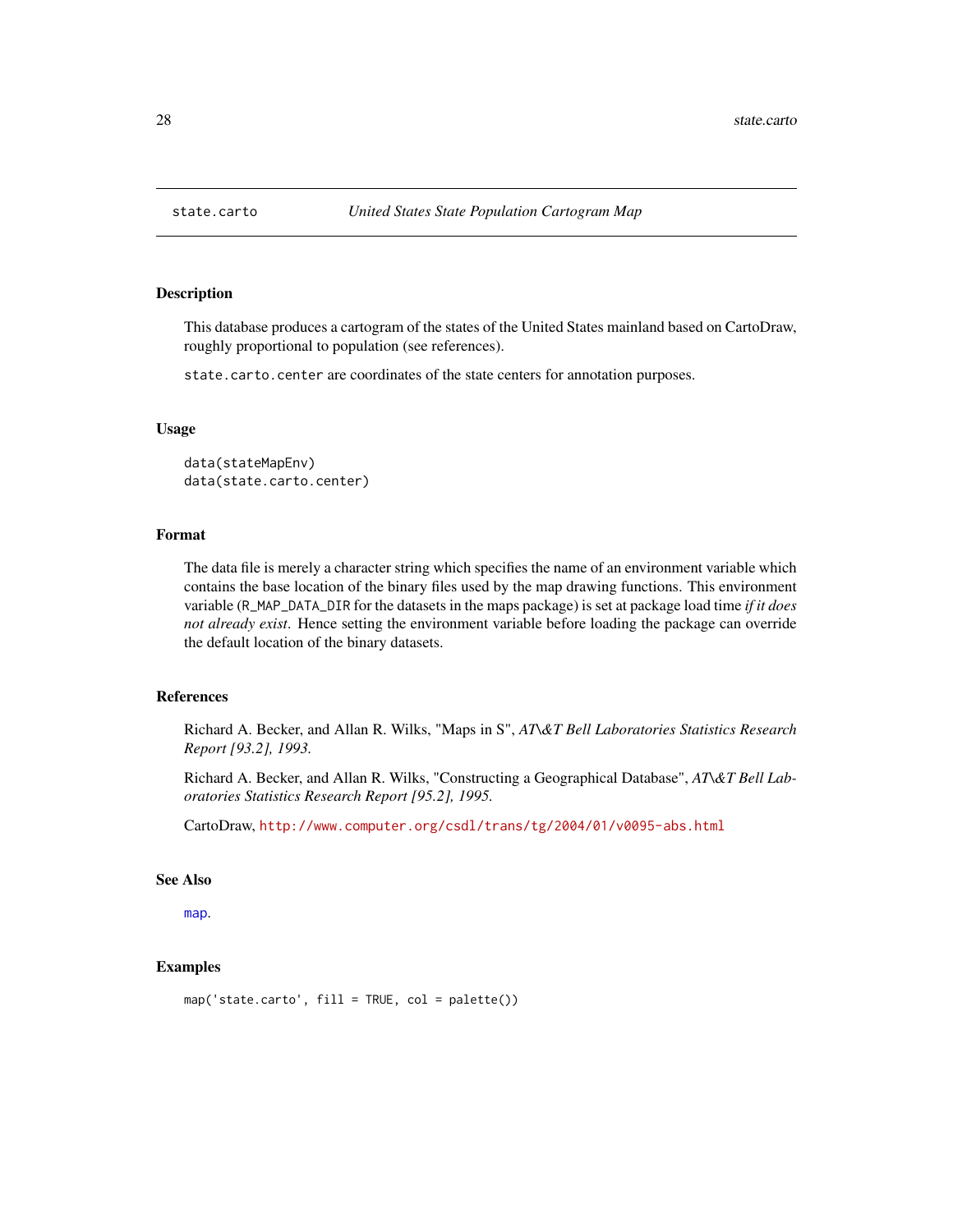state.carto *United States State Population Cartogram Map*

### Description

This database produces a cartogram of the states of the United States mainland based on CartoDraw, roughly proportional to population (see references).

`state.carto.center` are coordinates of the state centers for annotation purposes.

### Usage

```
data(stateMapEnv)
data(state.carto.center)
```

### Format

The data file is merely a character string which specifies the name of an environment variable which contains the base location of the binary files used by the map drawing functions. This environment variable (`R_MAP_DATA_DIR` for the datasets in the maps package) is set at package load time *if it does not already exist*. Hence setting the environment variable before loading the package can override the default location of the binary datasets.

### References

Richard A. Becker, and Allan R. Wilks, "Maps in S", *AT\&T Bell Laboratories Statistics Research Report [93.2], 1993.*

Richard A. Becker, and Allan R. Wilks, "Constructing a Geographical Database", *AT\&T Bell Laboratories Statistics Research Report [95.2], 1995.*

CartoDraw, http://www.computer.org/csdl/trans/tg/2004/01/v0095-abs.html

### See Also

map.

### Examples

```
map('state.carto', fill = TRUE, col = palette())
```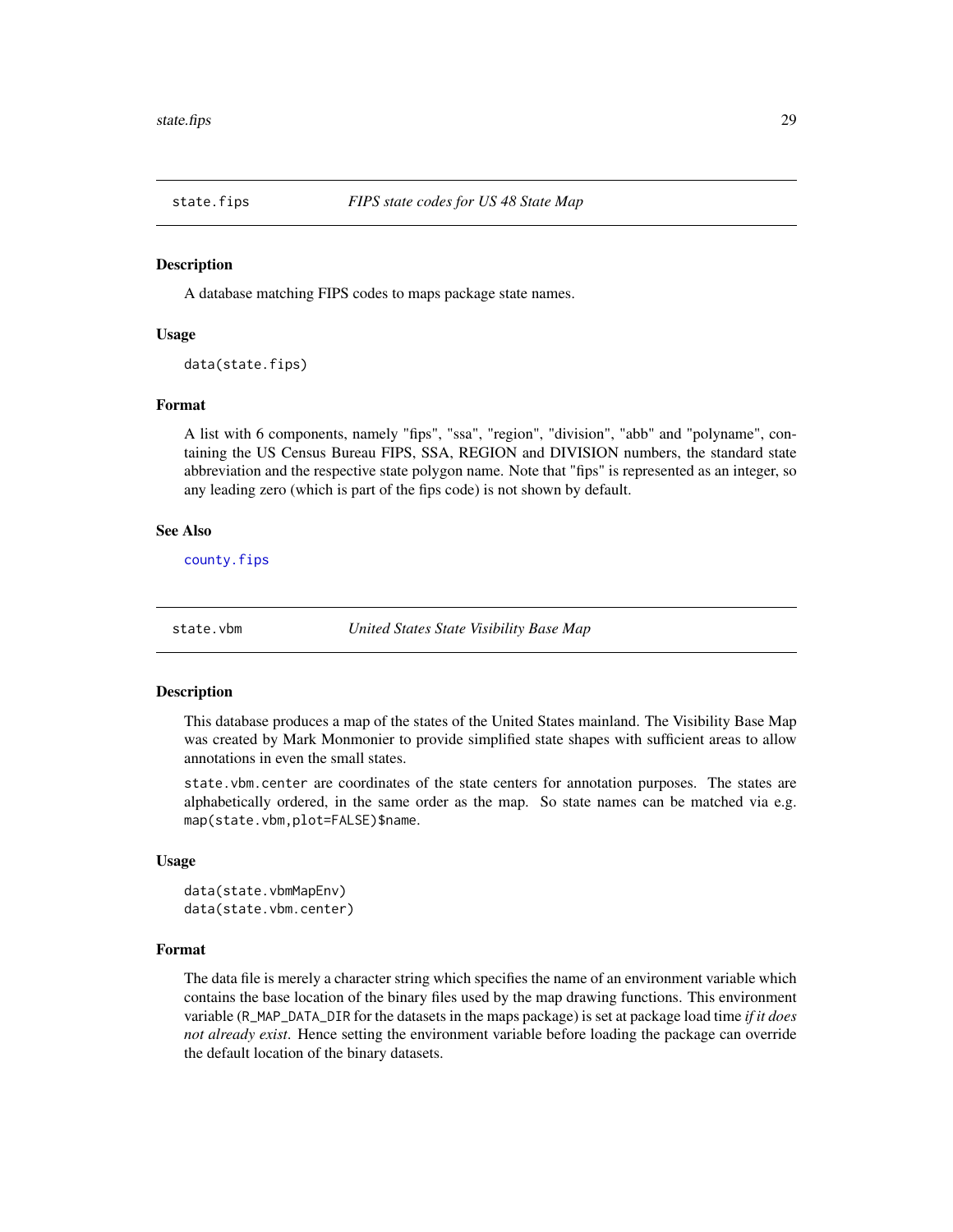## state.fips — *FIPS state codes for US 48 State Map*

### Description

A database matching FIPS codes to maps package state names.

### Usage

```
data(state.fips)
```

### Format

A list with 6 components, namely "fips", "ssa", "region", "division", "abb" and "polyname", containing the US Census Bureau FIPS, SSA, REGION and DIVISION numbers, the standard state abbreviation and the respective state polygon name. Note that "fips" is represented as an integer, so any leading zero (which is part of the fips code) is not shown by default.

### See Also

county.fips

## state.vbm — *United States State Visibility Base Map*

### Description

This database produces a map of the states of the United States mainland. The Visibility Base Map was created by Mark Monmonier to provide simplified state shapes with sufficient areas to allow annotations in even the small states.

`state.vbm.center` are coordinates of the state centers for annotation purposes. The states are alphabetically ordered, in the same order as the map. So state names can be matched via e.g. `map(state.vbm,plot=FALSE)$name`.

### Usage

```
data(state.vbmMapEnv)
data(state.vbm.center)
```

### Format

The data file is merely a character string which specifies the name of an environment variable which contains the base location of the binary files used by the map drawing functions. This environment variable (`R_MAP_DATA_DIR` for the datasets in the maps package) is set at package load time *if it does not already exist*. Hence setting the environment variable before loading the package can override the default location of the binary datasets.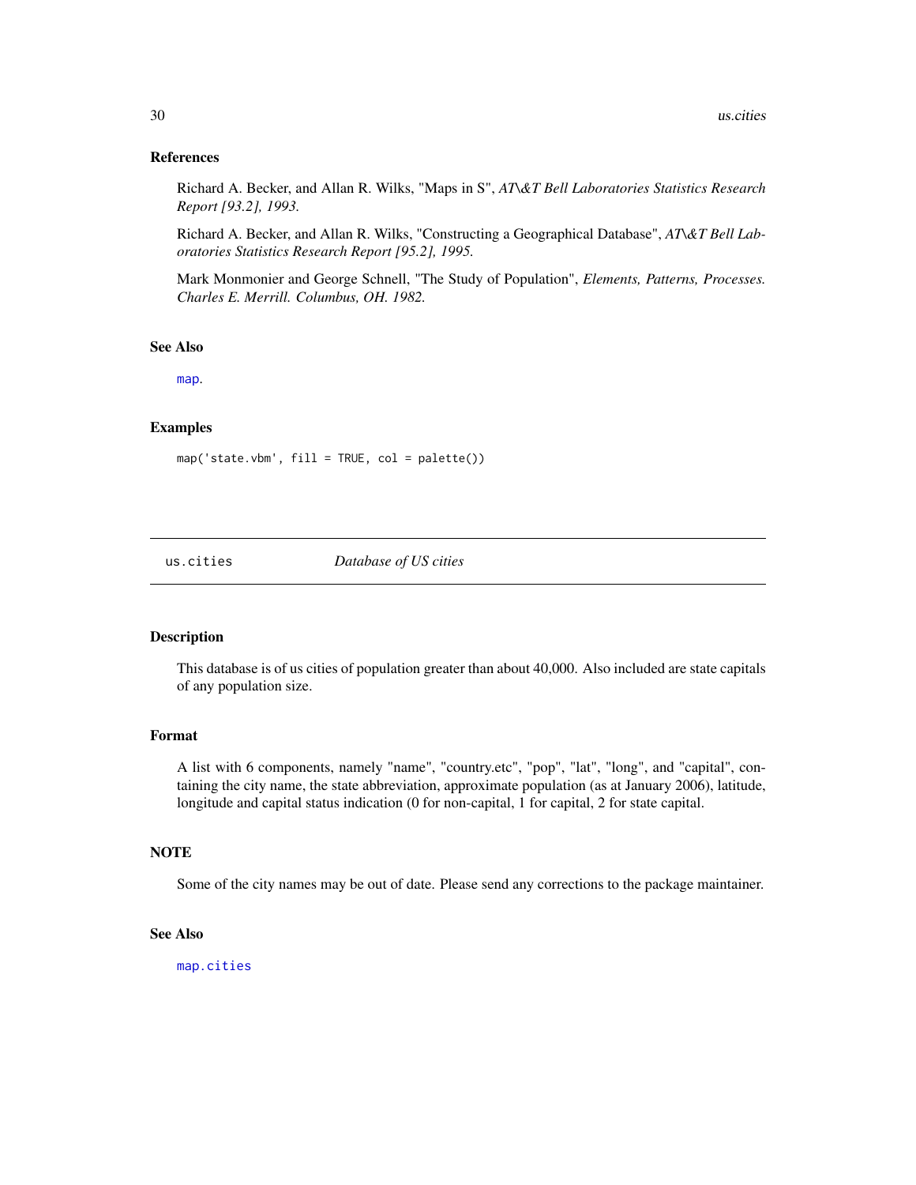### References

Richard A. Becker, and Allan R. Wilks, "Maps in S", *AT\&T Bell Laboratories Statistics Research Report [93.2], 1993.*

Richard A. Becker, and Allan R. Wilks, "Constructing a Geographical Database", *AT\&T Bell Laboratories Statistics Research Report [95.2], 1995.*

Mark Monmonier and George Schnell, "The Study of Population", *Elements, Patterns, Processes. Charles E. Merrill. Columbus, OH. 1982.*

### See Also

map.

### Examples

```
map('state.vbm', fill = TRUE, col = palette())
```

---

## us.cities *Database of US cities*

### Description

This database is of us cities of population greater than about 40,000. Also included are state capitals of any population size.

### Format

A list with 6 components, namely "name", "country.etc", "pop", "lat", "long", and "capital", containing the city name, the state abbreviation, approximate population (as at January 2006), latitude, longitude and capital status indication (0 for non-capital, 1 for capital, 2 for state capital.

### NOTE

Some of the city names may be out of date. Please send any corrections to the package maintainer.

### See Also

map.cities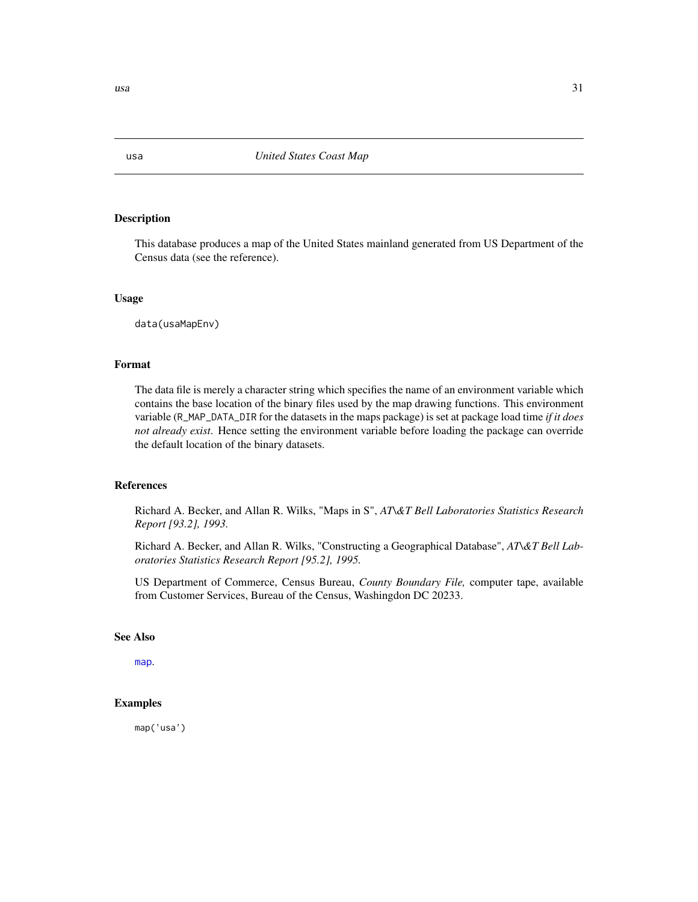usa *United States Coast Map*

## Description

This database produces a map of the United States mainland generated from US Department of the Census data (see the reference).

## Usage

```
data(usaMapEnv)
```

## Format

The data file is merely a character string which specifies the name of an environment variable which contains the base location of the binary files used by the map drawing functions. This environment variable (`R_MAP_DATA_DIR` for the datasets in the maps package) is set at package load time *if it does not already exist*. Hence setting the environment variable before loading the package can override the default location of the binary datasets.

## References

Richard A. Becker, and Allan R. Wilks, "Maps in S", *AT\&T Bell Laboratories Statistics Research Report [93.2], 1993.*

Richard A. Becker, and Allan R. Wilks, "Constructing a Geographical Database", *AT\&T Bell Laboratories Statistics Research Report [95.2], 1995.*

US Department of Commerce, Census Bureau, *County Boundary File,* computer tape, available from Customer Services, Bureau of the Census, Washingdon DC 20233.

## See Also

`map`.

## Examples

```
map('usa')
```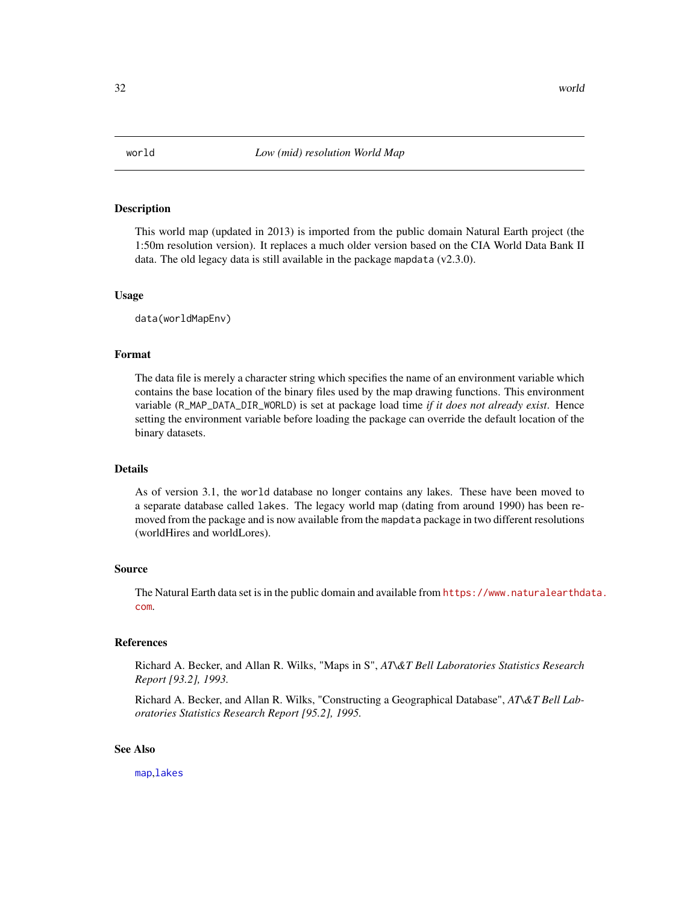`world` *Low (mid) resolution World Map*

## Description

This world map (updated in 2013) is imported from the public domain Natural Earth project (the 1:50m resolution version). It replaces a much older version based on the CIA World Data Bank II data. The old legacy data is still available in the package `mapdata` (v2.3.0).

## Usage

```
data(worldMapEnv)
```

## Format

The data file is merely a character string which specifies the name of an environment variable which contains the base location of the binary files used by the map drawing functions. This environment variable (`R_MAP_DATA_DIR_WORLD`) is set at package load time *if it does not already exist*. Hence setting the environment variable before loading the package can override the default location of the binary datasets.

## Details

As of version 3.1, the `world` database no longer contains any lakes. These have been moved to a separate database called `lakes`. The legacy world map (dating from around 1990) has been removed from the package and is now available from the `mapdata` package in two different resolutions (worldHires and worldLores).

## Source

The Natural Earth data set is in the public domain and available from https://www.naturalearthdata.com.

## References

Richard A. Becker, and Allan R. Wilks, "Maps in S", *AT\&T Bell Laboratories Statistics Research Report [93.2], 1993.*

Richard A. Becker, and Allan R. Wilks, "Constructing a Geographical Database", *AT\&T Bell Laboratories Statistics Research Report [95.2], 1995.*

## See Also

`map`,`lakes`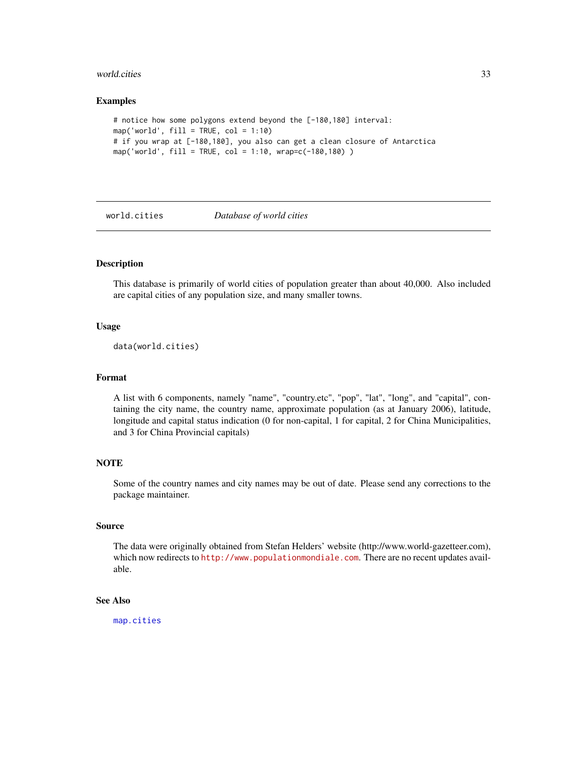## Examples

```
# notice how some polygons extend beyond the [-180,180] interval:
map('world', fill = TRUE, col = 1:10)
# if you wrap at [-180,180], you also can get a clean closure of Antarctica
map('world', fill = TRUE, col = 1:10, wrap=c(-180,180) )
```

---

# world.cities *Database of world cities*

---

## Description

This database is primarily of world cities of population greater than about 40,000. Also included are capital cities of any population size, and many smaller towns.

## Usage

```
data(world.cities)
```

## Format

A list with 6 components, namely "name", "country.etc", "pop", "lat", "long", and "capital", containing the city name, the country name, approximate population (as at January 2006), latitude, longitude and capital status indication (0 for non-capital, 1 for capital, 2 for China Municipalities, and 3 for China Provincial capitals)

## NOTE

Some of the country names and city names may be out of date. Please send any corrections to the package maintainer.

## Source

The data were originally obtained from Stefan Helders' website (http://www.world-gazetteer.com), which now redirects to http://www.populationmondiale.com. There are no recent updates available.

## See Also

map.cities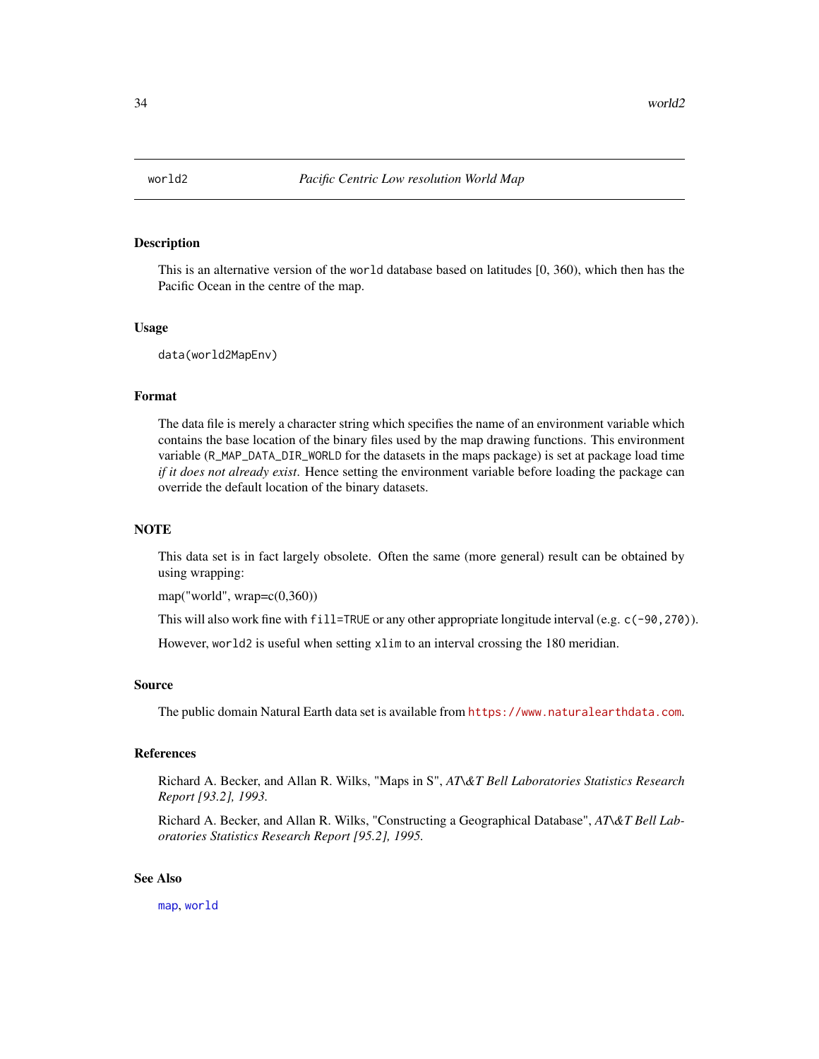# world2 — *Pacific Centric Low resolution World Map*

## Description

This is an alternative version of the `world` database based on latitudes [0, 360), which then has the Pacific Ocean in the centre of the map.

## Usage

```
data(world2MapEnv)
```

## Format

The data file is merely a character string which specifies the name of an environment variable which contains the base location of the binary files used by the map drawing functions. This environment variable (`R_MAP_DATA_DIR_WORLD` for the datasets in the maps package) is set at package load time *if it does not already exist*. Hence setting the environment variable before loading the package can override the default location of the binary datasets.

## NOTE

This data set is in fact largely obsolete. Often the same (more general) result can be obtained by using wrapping:

map("world", wrap=c(0,360))

This will also work fine with `fill=TRUE` or any other appropriate longitude interval (e.g. `c(-90,270)`).

However, `world2` is useful when setting `xlim` to an interval crossing the 180 meridian.

## Source

The public domain Natural Earth data set is available from https://www.naturalearthdata.com.

## References

Richard A. Becker, and Allan R. Wilks, "Maps in S", *AT\&T Bell Laboratories Statistics Research Report [93.2], 1993.*

Richard A. Becker, and Allan R. Wilks, "Constructing a Geographical Database", *AT\&T Bell Laboratories Statistics Research Report [95.2], 1995.*

## See Also

`map`, `world`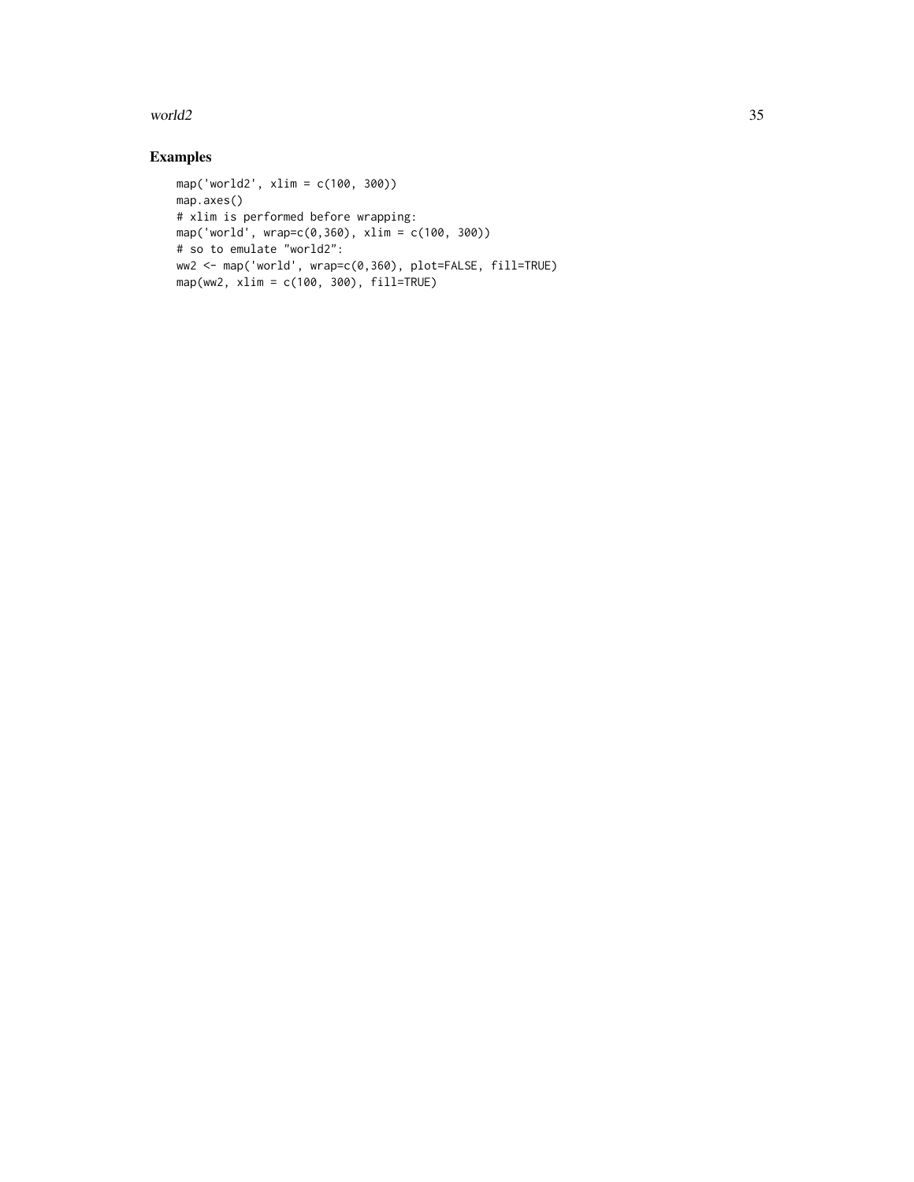## Examples

```
map('world2', xlim = c(100, 300))
map.axes()
# xlim is performed before wrapping:
map('world', wrap=c(0,360), xlim = c(100, 300))
# so to emulate "world2":
ww2 <- map('world', wrap=c(0,360), plot=FALSE, fill=TRUE)
map(ww2, xlim = c(100, 300), fill=TRUE)
```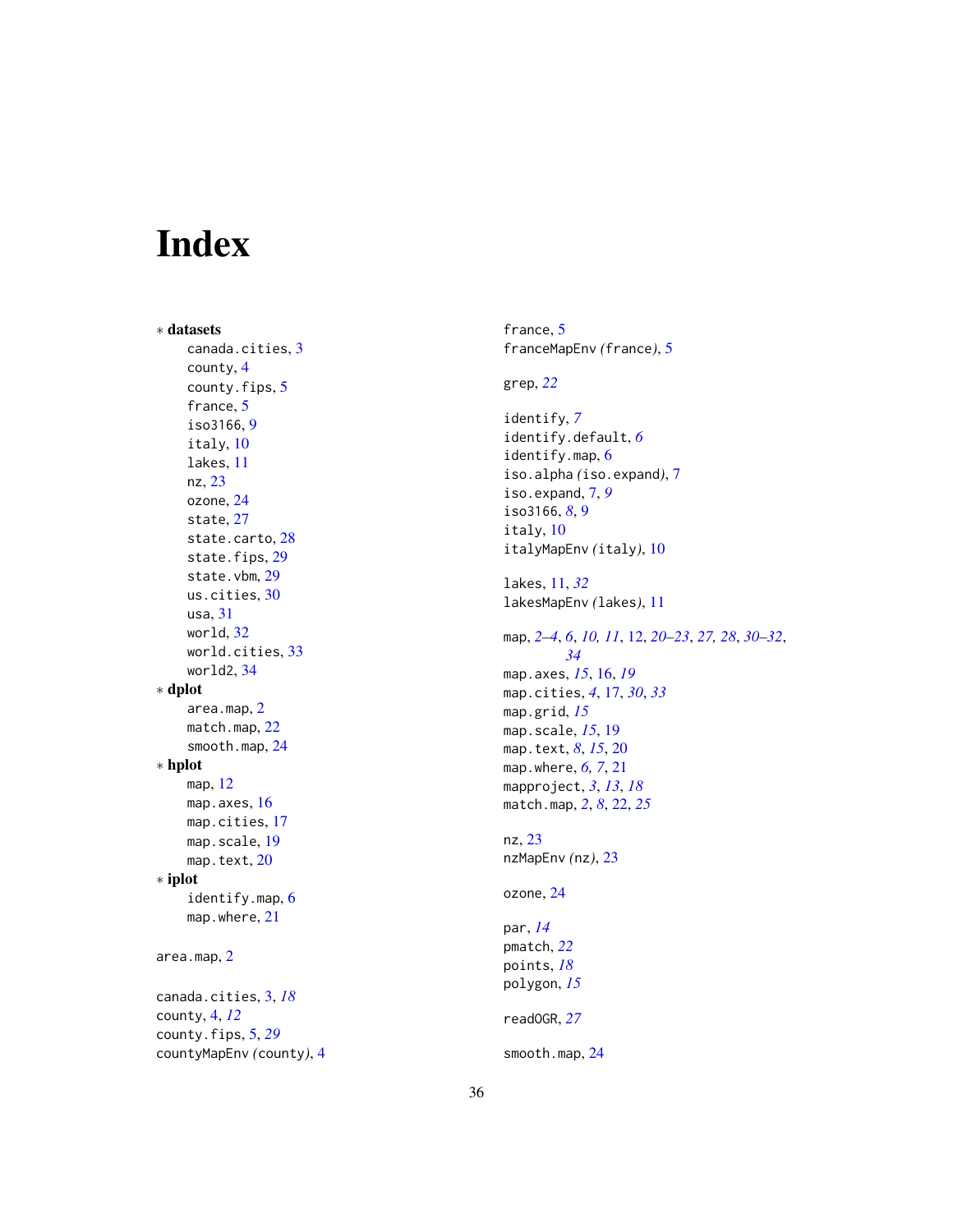# Index

∗ **datasets**
- canada.cities, 3
- county, 4
- county.fips, 5
- france, 5
- iso3166, 9
- italy, 10
- lakes, 11
- nz, 23
- ozone, 24
- state, 27
- state.carto, 28
- state.fips, 29
- state.vbm, 29
- us.cities, 30
- usa, 31
- world, 32
- world.cities, 33
- world2, 34

∗ **dplot**
- area.map, 2
- match.map, 22
- smooth.map, 24

∗ **hplot**
- map, 12
- map.axes, 16
- map.cities, 17
- map.scale, 19
- map.text, 20

∗ **iplot**
- identify.map, 6
- map.where, 21

area.map, 2

canada.cities, 3, *18*
county, 4, *12*
county.fips, 5, *29*
countyMapEnv *(*county*)*, 4

france, 5
franceMapEnv *(*france*)*, 5

grep, *22*

identify, *7*
identify.default, *6*
identify.map, 6
iso.alpha *(*iso.expand*)*, 7
iso.expand, 7, *9*
iso3166, *8*, 9
italy, 10
italyMapEnv *(*italy*)*, 10

lakes, 11, *32*
lakesMapEnv *(*lakes*)*, 11

map, *2–4*, *6*, *10*, *11*, 12, *20–23*, *27*, *28*, *30–32*, *34*
map.axes, *15*, 16, *19*
map.cities, *4*, 17, *30*, *33*
map.grid, *15*
map.scale, *15*, 19
map.text, *8*, *15*, 20
map.where, *6*, *7*, 21
mapproject, *3*, *13*, *18*
match.map, *2*, *8*, 22, *25*

nz, 23
nzMapEnv *(*nz*)*, 23

ozone, 24

par, *14*
pmatch, *22*
points, *18*
polygon, *15*

readOGR, *27*

smooth.map, 24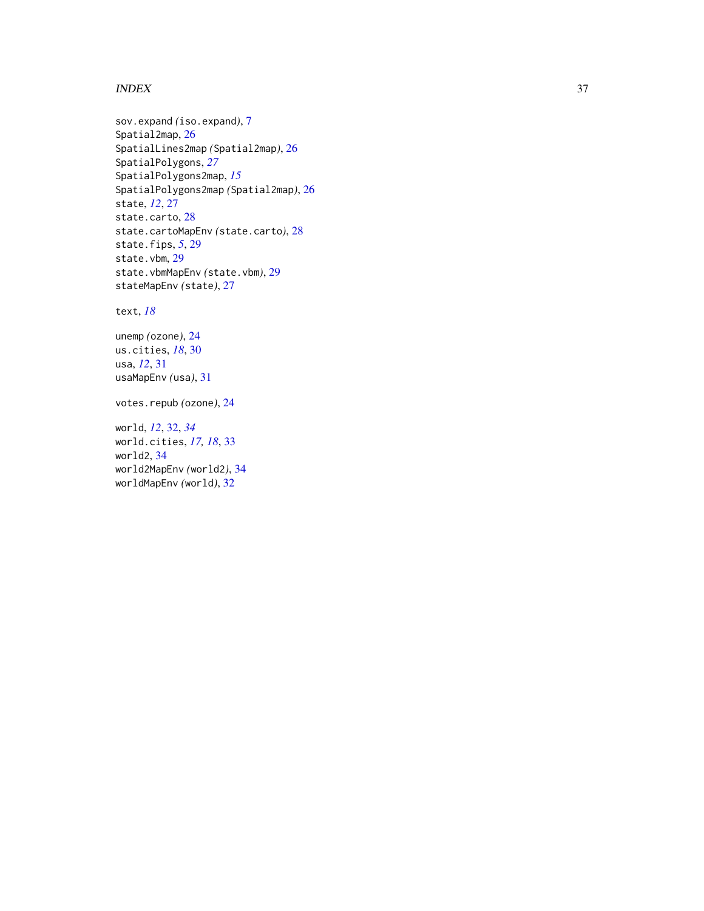sov.expand *(*iso.expand*)*, 7
Spatial2map, 26
SpatialLines2map *(*Spatial2map*)*, 26
SpatialPolygons, *27*
SpatialPolygons2map, *15*
SpatialPolygons2map *(*Spatial2map*)*, 26
state, *12*, 27
state.carto, 28
state.cartoMapEnv *(*state.carto*)*, 28
state.fips, *5*, 29
state.vbm, 29
state.vbmMapEnv *(*state.vbm*)*, 29
stateMapEnv *(*state*)*, 27

text, *18*

unemp *(*ozone*)*, 24
us.cities, *18*, 30
usa, *12*, 31
usaMapEnv *(*usa*)*, 31

votes.repub *(*ozone*)*, 24

world, *12*, 32, *34*
world.cities, *17, 18*, 33
world2, 34
world2MapEnv *(*world2*)*, 34
worldMapEnv *(*world*)*, 32